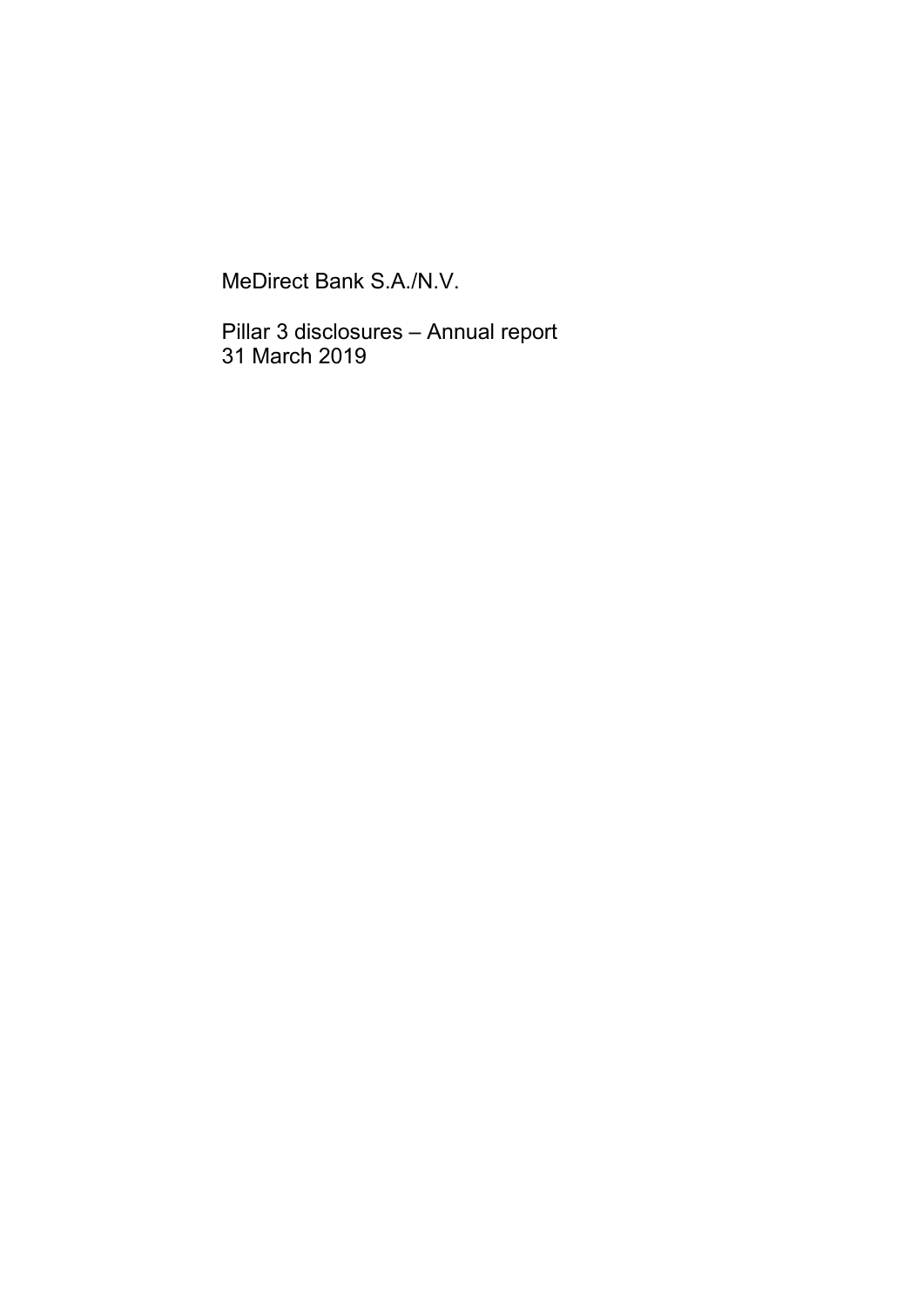MeDirect Bank S.A./N.V.

Pillar 3 disclosures – Annual report
31 March 2019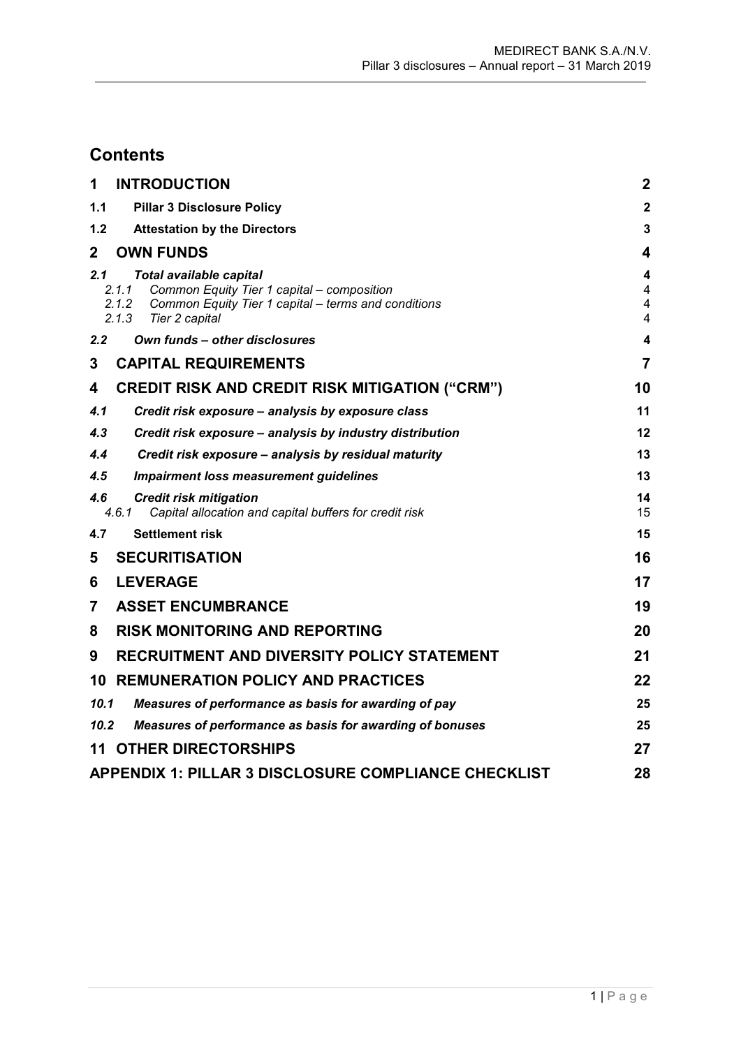# Contents

| | | |
|---|---|---|
| **1** | **INTRODUCTION** | **2** |
| **1.1** | **Pillar 3 Disclosure Policy** | **2** |
| **1.2** | **Attestation by the Directors** | **3** |
| **2** | **OWN FUNDS** | **4** |
| ***2.1*** | ***Total available capital*** | **4** |
| *2.1.1* | *Common Equity Tier 1 capital – composition* | 4 |
| *2.1.2* | *Common Equity Tier 1 capital – terms and conditions* | 4 |
| *2.1.3* | *Tier 2 capital* | 4 |
| ***2.2*** | ***Own funds – other disclosures*** | **4** |
| **3** | **CAPITAL REQUIREMENTS** | **7** |
| **4** | **CREDIT RISK AND CREDIT RISK MITIGATION ("CRM")** | **10** |
| ***4.1*** | ***Credit risk exposure – analysis by exposure class*** | **11** |
| ***4.3*** | ***Credit risk exposure – analysis by industry distribution*** | **12** |
| ***4.4*** | ***Credit risk exposure – analysis by residual maturity*** | **13** |
| ***4.5*** | ***Impairment loss measurement guidelines*** | **13** |
| ***4.6*** | ***Credit risk mitigation*** | **14** |
| *4.6.1* | *Capital allocation and capital buffers for credit risk* | 15 |
| **4.7** | **Settlement risk** | **15** |
| **5** | **SECURITISATION** | **16** |
| **6** | **LEVERAGE** | **17** |
| **7** | **ASSET ENCUMBRANCE** | **19** |
| **8** | **RISK MONITORING AND REPORTING** | **20** |
| **9** | **RECRUITMENT AND DIVERSITY POLICY STATEMENT** | **21** |
| **10** | **REMUNERATION POLICY AND PRACTICES** | **22** |
| ***10.1*** | ***Measures of performance as basis for awarding of pay*** | **25** |
| ***10.2*** | ***Measures of performance as basis for awarding of bonuses*** | **25** |
| **11** | **OTHER DIRECTORSHIPS** | **27** |
| | **APPENDIX 1: PILLAR 3 DISCLOSURE COMPLIANCE CHECKLIST** | **28** |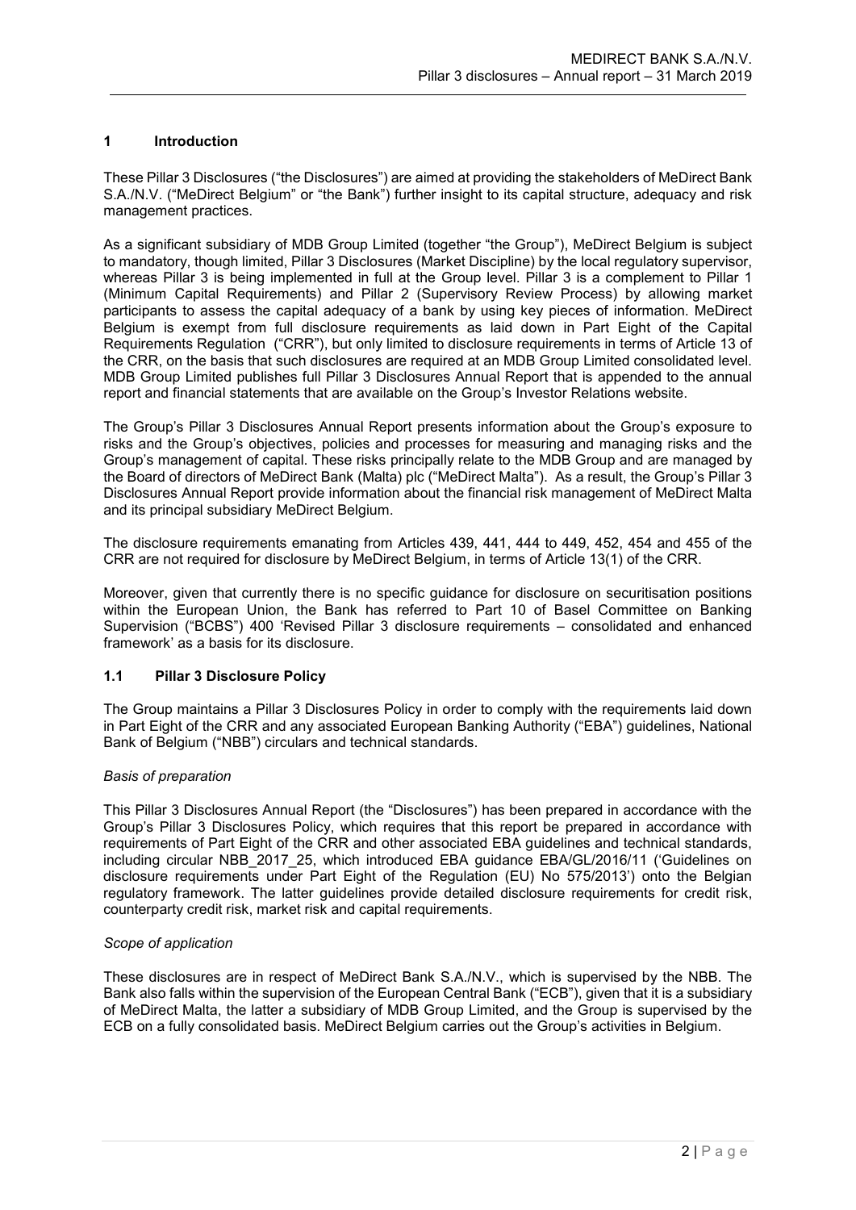# 1 Introduction

These Pillar 3 Disclosures ("the Disclosures") are aimed at providing the stakeholders of MeDirect Bank S.A./N.V. ("MeDirect Belgium" or "the Bank") further insight to its capital structure, adequacy and risk management practices.

As a significant subsidiary of MDB Group Limited (together "the Group"), MeDirect Belgium is subject to mandatory, though limited, Pillar 3 Disclosures (Market Discipline) by the local regulatory supervisor, whereas Pillar 3 is being implemented in full at the Group level. Pillar 3 is a complement to Pillar 1 (Minimum Capital Requirements) and Pillar 2 (Supervisory Review Process) by allowing market participants to assess the capital adequacy of a bank by using key pieces of information. MeDirect Belgium is exempt from full disclosure requirements as laid down in Part Eight of the Capital Requirements Regulation ("CRR"), but only limited to disclosure requirements in terms of Article 13 of the CRR, on the basis that such disclosures are required at an MDB Group Limited consolidated level. MDB Group Limited publishes full Pillar 3 Disclosures Annual Report that is appended to the annual report and financial statements that are available on the Group's Investor Relations website.

The Group's Pillar 3 Disclosures Annual Report presents information about the Group's exposure to risks and the Group's objectives, policies and processes for measuring and managing risks and the Group's management of capital. These risks principally relate to the MDB Group and are managed by the Board of directors of MeDirect Bank (Malta) plc ("MeDirect Malta"). As a result, the Group's Pillar 3 Disclosures Annual Report provide information about the financial risk management of MeDirect Malta and its principal subsidiary MeDirect Belgium.

The disclosure requirements emanating from Articles 439, 441, 444 to 449, 452, 454 and 455 of the CRR are not required for disclosure by MeDirect Belgium, in terms of Article 13(1) of the CRR.

Moreover, given that currently there is no specific guidance for disclosure on securitisation positions within the European Union, the Bank has referred to Part 10 of Basel Committee on Banking Supervision ("BCBS") 400 'Revised Pillar 3 disclosure requirements – consolidated and enhanced framework' as a basis for its disclosure.

## 1.1 Pillar 3 Disclosure Policy

The Group maintains a Pillar 3 Disclosures Policy in order to comply with the requirements laid down in Part Eight of the CRR and any associated European Banking Authority ("EBA") guidelines, National Bank of Belgium ("NBB") circulars and technical standards.

*Basis of preparation*

This Pillar 3 Disclosures Annual Report (the "Disclosures") has been prepared in accordance with the Group's Pillar 3 Disclosures Policy, which requires that this report be prepared in accordance with requirements of Part Eight of the CRR and other associated EBA guidelines and technical standards, including circular NBB_2017_25, which introduced EBA guidance EBA/GL/2016/11 ('Guidelines on disclosure requirements under Part Eight of the Regulation (EU) No 575/2013') onto the Belgian regulatory framework. The latter guidelines provide detailed disclosure requirements for credit risk, counterparty credit risk, market risk and capital requirements.

*Scope of application*

These disclosures are in respect of MeDirect Bank S.A./N.V., which is supervised by the NBB. The Bank also falls within the supervision of the European Central Bank ("ECB"), given that it is a subsidiary of MeDirect Malta, the latter a subsidiary of MDB Group Limited, and the Group is supervised by the ECB on a fully consolidated basis. MeDirect Belgium carries out the Group's activities in Belgium.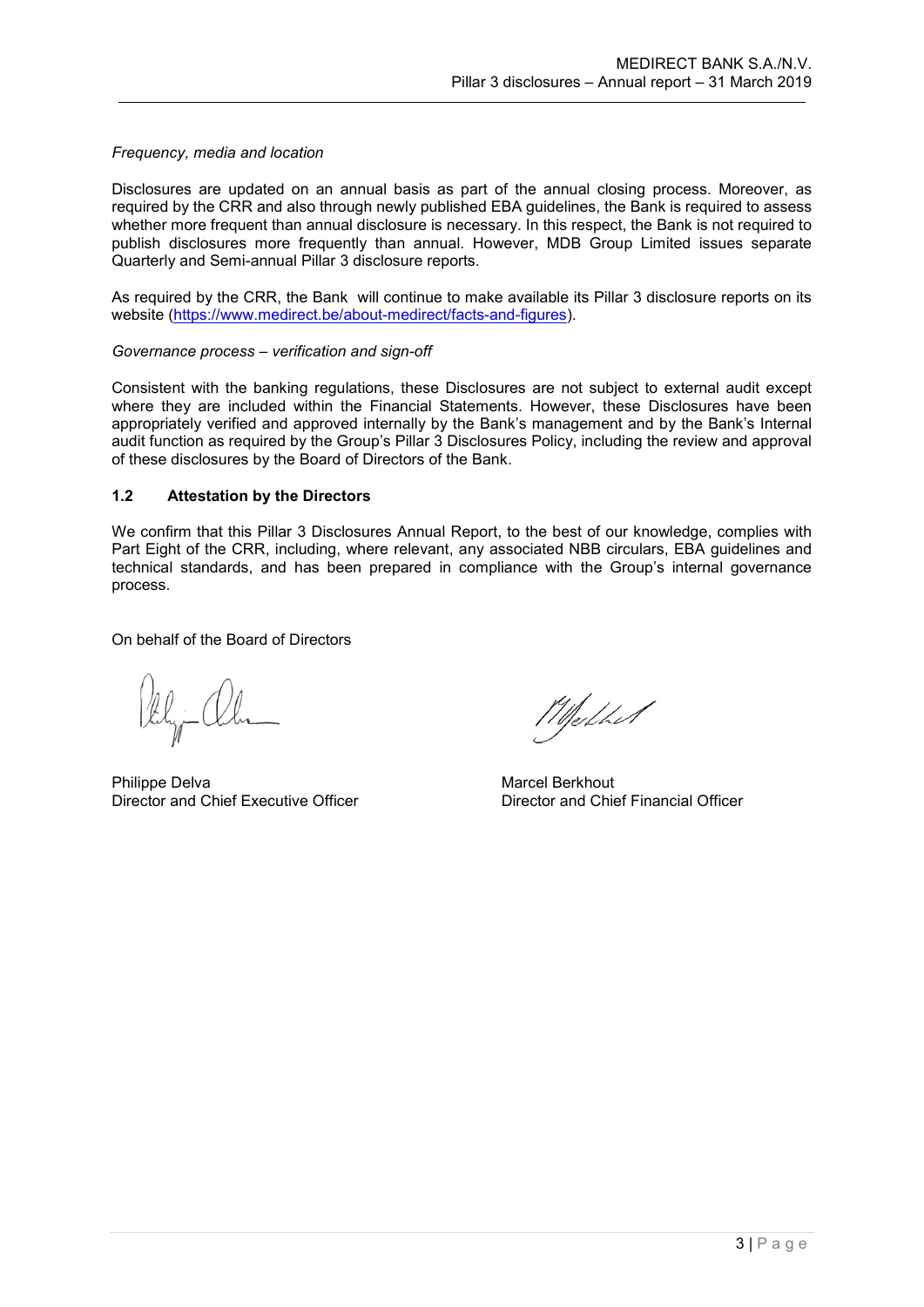*Frequency, media and location*

Disclosures are updated on an annual basis as part of the annual closing process. Moreover, as required by the CRR and also through newly published EBA guidelines, the Bank is required to assess whether more frequent than annual disclosure is necessary. In this respect, the Bank is not required to publish disclosures more frequently than annual. However, MDB Group Limited issues separate Quarterly and Semi-annual Pillar 3 disclosure reports.

As required by the CRR, the Bank will continue to make available its Pillar 3 disclosure reports on its website (https://www.medirect.be/about-medirect/facts-and-figures).

*Governance process – verification and sign-off*

Consistent with the banking regulations, these Disclosures are not subject to external audit except where they are included within the Financial Statements. However, these Disclosures have been appropriately verified and approved internally by the Bank's management and by the Bank's Internal audit function as required by the Group's Pillar 3 Disclosures Policy, including the review and approval of these disclosures by the Board of Directors of the Bank.

## 1.2 Attestation by the Directors

We confirm that this Pillar 3 Disclosures Annual Report, to the best of our knowledge, complies with Part Eight of the CRR, including, where relevant, any associated NBB circulars, EBA guidelines and technical standards, and has been prepared in compliance with the Group's internal governance process.

On behalf of the Board of Directors

Philippe Delva
Director and Chief Executive Officer

Marcel Berkhout
Director and Chief Financial Officer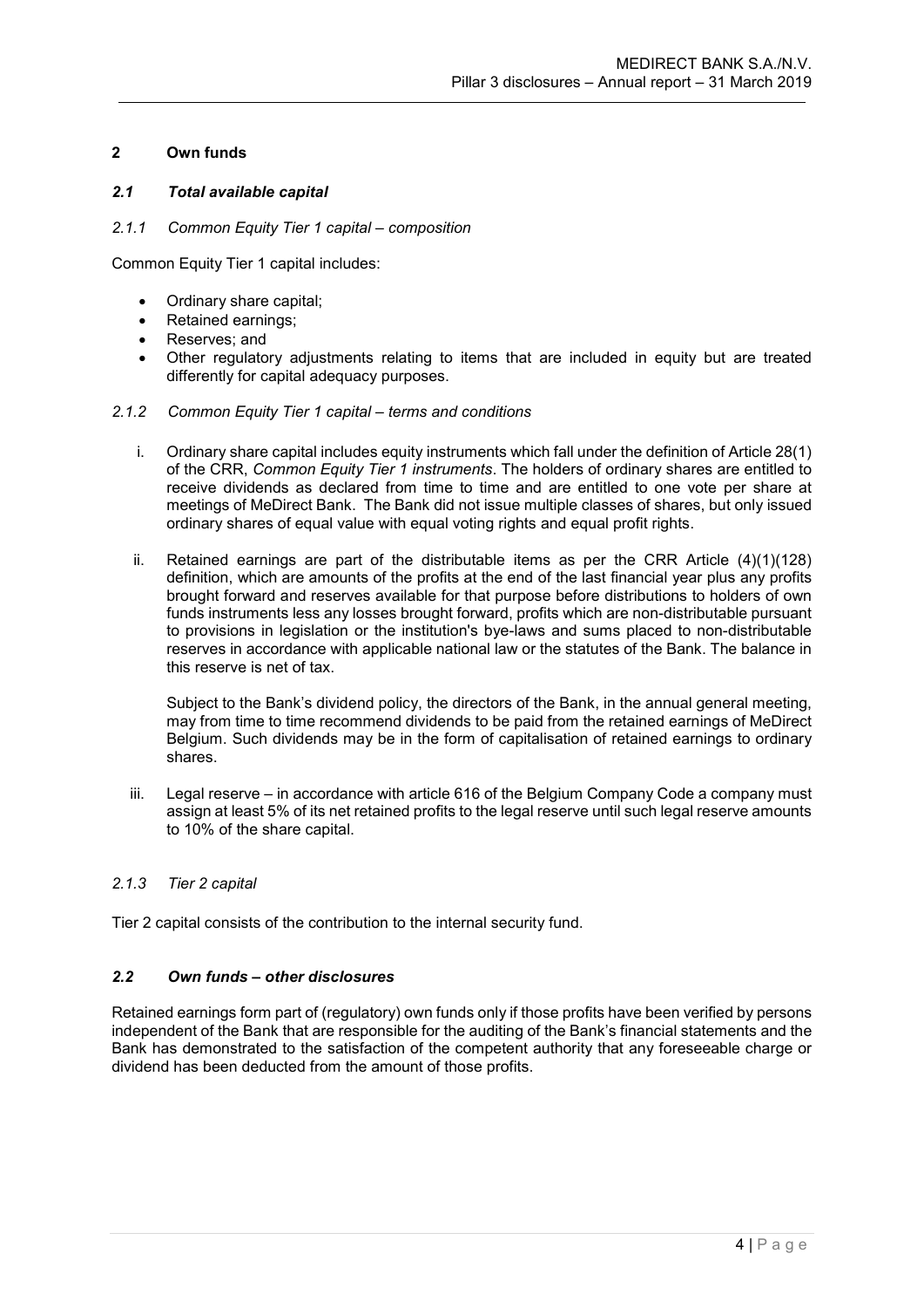## 2 Own funds

### *2.1 Total available capital*

#### *2.1.1 Common Equity Tier 1 capital – composition*

Common Equity Tier 1 capital includes:

- Ordinary share capital;
- Retained earnings;
- Reserves; and
- Other regulatory adjustments relating to items that are included in equity but are treated differently for capital adequacy purposes.

#### *2.1.2 Common Equity Tier 1 capital – terms and conditions*

i. Ordinary share capital includes equity instruments which fall under the definition of Article 28(1) of the CRR, *Common Equity Tier 1 instruments*. The holders of ordinary shares are entitled to receive dividends as declared from time to time and are entitled to one vote per share at meetings of MeDirect Bank. The Bank did not issue multiple classes of shares, but only issued ordinary shares of equal value with equal voting rights and equal profit rights.

ii. Retained earnings are part of the distributable items as per the CRR Article (4)(1)(128) definition, which are amounts of the profits at the end of the last financial year plus any profits brought forward and reserves available for that purpose before distributions to holders of own funds instruments less any losses brought forward, profits which are non-distributable pursuant to provisions in legislation or the institution's bye-laws and sums placed to non-distributable reserves in accordance with applicable national law or the statutes of the Bank. The balance in this reserve is net of tax.

   Subject to the Bank's dividend policy, the directors of the Bank, in the annual general meeting, may from time to time recommend dividends to be paid from the retained earnings of MeDirect Belgium. Such dividends may be in the form of capitalisation of retained earnings to ordinary shares.

iii. Legal reserve – in accordance with article 616 of the Belgium Company Code a company must assign at least 5% of its net retained profits to the legal reserve until such legal reserve amounts to 10% of the share capital.

#### *2.1.3 Tier 2 capital*

Tier 2 capital consists of the contribution to the internal security fund.

### *2.2 Own funds – other disclosures*

Retained earnings form part of (regulatory) own funds only if those profits have been verified by persons independent of the Bank that are responsible for the auditing of the Bank's financial statements and the Bank has demonstrated to the satisfaction of the competent authority that any foreseeable charge or dividend has been deducted from the amount of those profits.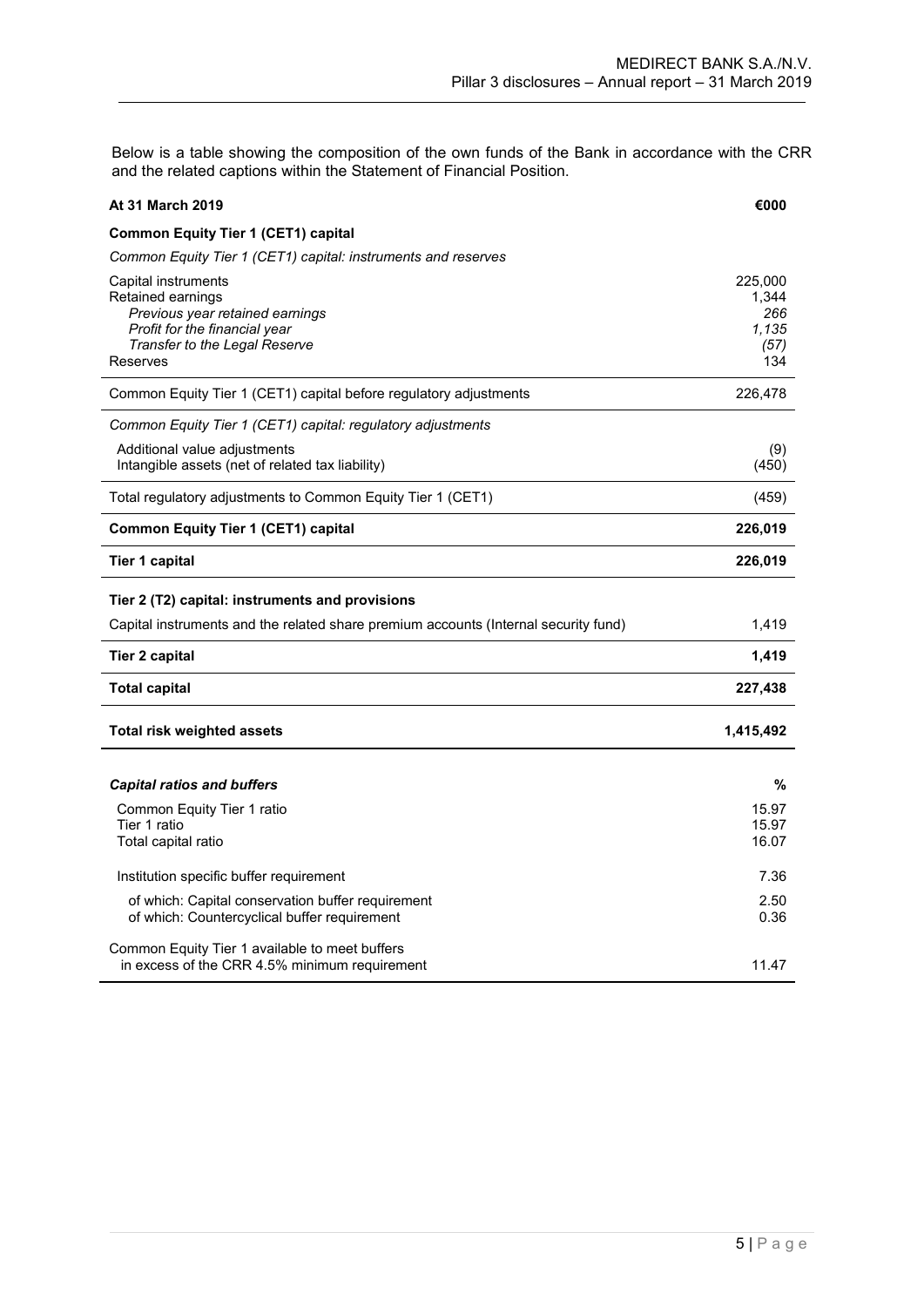Below is a table showing the composition of the own funds of the Bank in accordance with the CRR and the related captions within the Statement of Financial Position.

| **At 31 March 2019** | **€000** |
|---|---|
| **Common Equity Tier 1 (CET1) capital** | |
| *Common Equity Tier 1 (CET1) capital: instruments and reserves* | |
| Capital instruments | 225,000 |
| Retained earnings | 1,344 |
| *Previous year retained earnings* | *266* |
| *Profit for the financial year* | *1,135* |
| *Transfer to the Legal Reserve* | *(57)* |
| Reserves | 134 |
| Common Equity Tier 1 (CET1) capital before regulatory adjustments | 226,478 |
| *Common Equity Tier 1 (CET1) capital: regulatory adjustments* | |
| Additional value adjustments | (9) |
| Intangible assets (net of related tax liability) | (450) |
| Total regulatory adjustments to Common Equity Tier 1 (CET1) | (459) |
| **Common Equity Tier 1 (CET1) capital** | **226,019** |
| **Tier 1 capital** | **226,019** |
| **Tier 2 (T2) capital: instruments and provisions** | |
| Capital instruments and the related share premium accounts (Internal security fund) | 1,419 |
| **Tier 2 capital** | **1,419** |
| **Total capital** | **227,438** |
| **Total risk weighted assets** | **1,415,492** |
| ***Capital ratios and buffers*** | **%** |
| Common Equity Tier 1 ratio | 15.97 |
| Tier 1 ratio | 15.97 |
| Total capital ratio | 16.07 |
| Institution specific buffer requirement | 7.36 |
| of which: Capital conservation buffer requirement | 2.50 |
| of which: Countercyclical buffer requirement | 0.36 |
| Common Equity Tier 1 available to meet buffers in excess of the CRR 4.5% minimum requirement | 11.47 |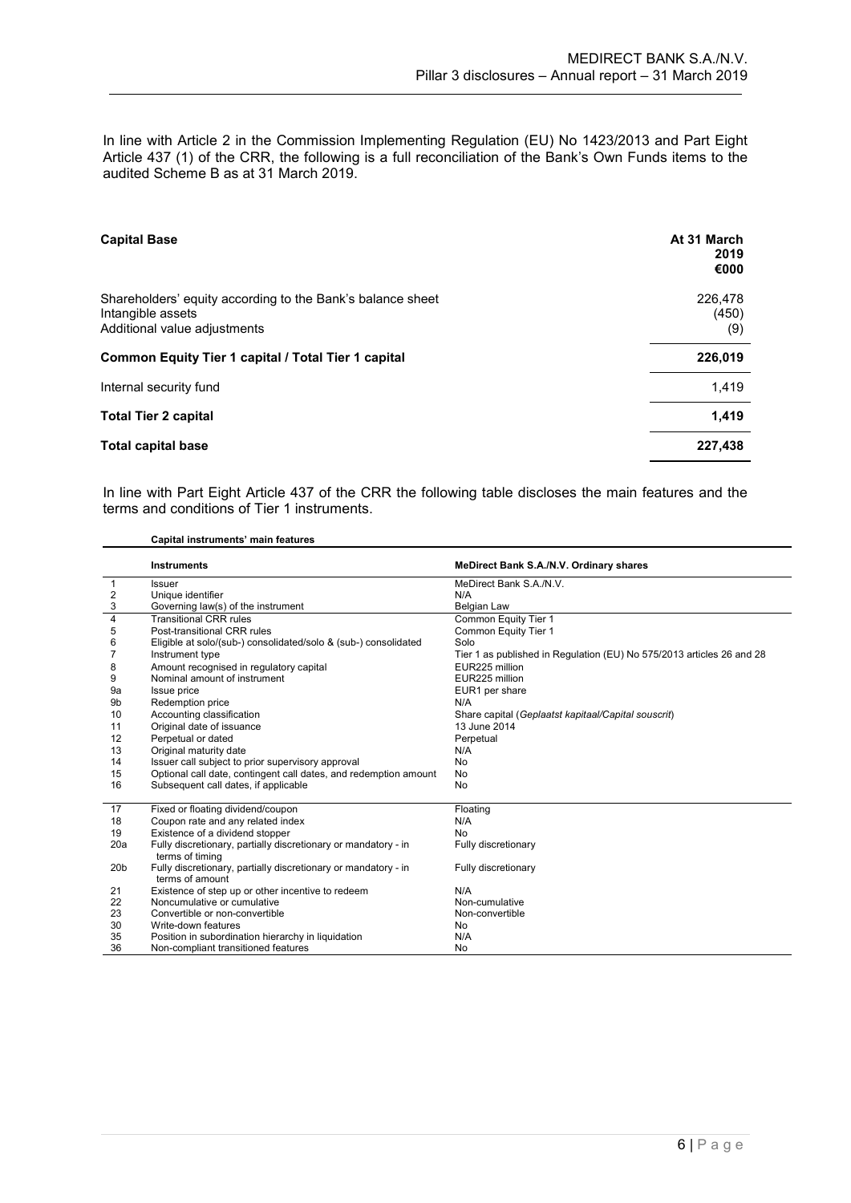In line with Article 2 in the Commission Implementing Regulation (EU) No 1423/2013 and Part Eight Article 437 (1) of the CRR, the following is a full reconciliation of the Bank's Own Funds items to the audited Scheme B as at 31 March 2019.

| **Capital Base** | **At 31 March 2019 €000** |
|---|---|
| Shareholders' equity according to the Bank's balance sheet | 226,478 |
| Intangible assets | (450) |
| Additional value adjustments | (9) |
| **Common Equity Tier 1 capital / Total Tier 1 capital** | **226,019** |
| Internal security fund | 1,419 |
| **Total Tier 2 capital** | **1,419** |
| **Total capital base** | **227,438** |

In line with Part Eight Article 437 of the CRR the following table discloses the main features and the terms and conditions of Tier 1 instruments.

**Capital instruments' main features**

| | **Instruments** | **MeDirect Bank S.A./N.V. Ordinary shares** |
|---|---|---|
| 1 | Issuer | MeDirect Bank S.A./N.V. |
| 2 | Unique identifier | N/A |
| 3 | Governing law(s) of the instrument | Belgian Law |
| 4 | Transitional CRR rules | Common Equity Tier 1 |
| 5 | Post-transitional CRR rules | Common Equity Tier 1 |
| 6 | Eligible at solo/(sub-) consolidated/solo & (sub-) consolidated | Solo |
| 7 | Instrument type | Tier 1 as published in Regulation (EU) No 575/2013 articles 26 and 28 |
| 8 | Amount recognised in regulatory capital | EUR225 million |
| 9 | Nominal amount of instrument | EUR225 million |
| 9a | Issue price | EUR1 per share |
| 9b | Redemption price | N/A |
| 10 | Accounting classification | Share capital (*Geplaatst kapitaal/Capital souscrit*) |
| 11 | Original date of issuance | 13 June 2014 |
| 12 | Perpetual or dated | Perpetual |
| 13 | Original maturity date | N/A |
| 14 | Issuer call subject to prior supervisory approval | No |
| 15 | Optional call date, contingent call dates, and redemption amount | No |
| 16 | Subsequent call dates, if applicable | No |
| 17 | Fixed or floating dividend/coupon | Floating |
| 18 | Coupon rate and any related index | N/A |
| 19 | Existence of a dividend stopper | No |
| 20a | Fully discretionary, partially discretionary or mandatory - in terms of timing | Fully discretionary |
| 20b | Fully discretionary, partially discretionary or mandatory - in terms of amount | Fully discretionary |
| 21 | Existence of step up or other incentive to redeem | N/A |
| 22 | Noncumulative or cumulative | Non-cumulative |
| 23 | Convertible or non-convertible | Non-convertible |
| 30 | Write-down features | No |
| 35 | Position in subordination hierarchy in liquidation | N/A |
| 36 | Non-compliant transitioned features | No |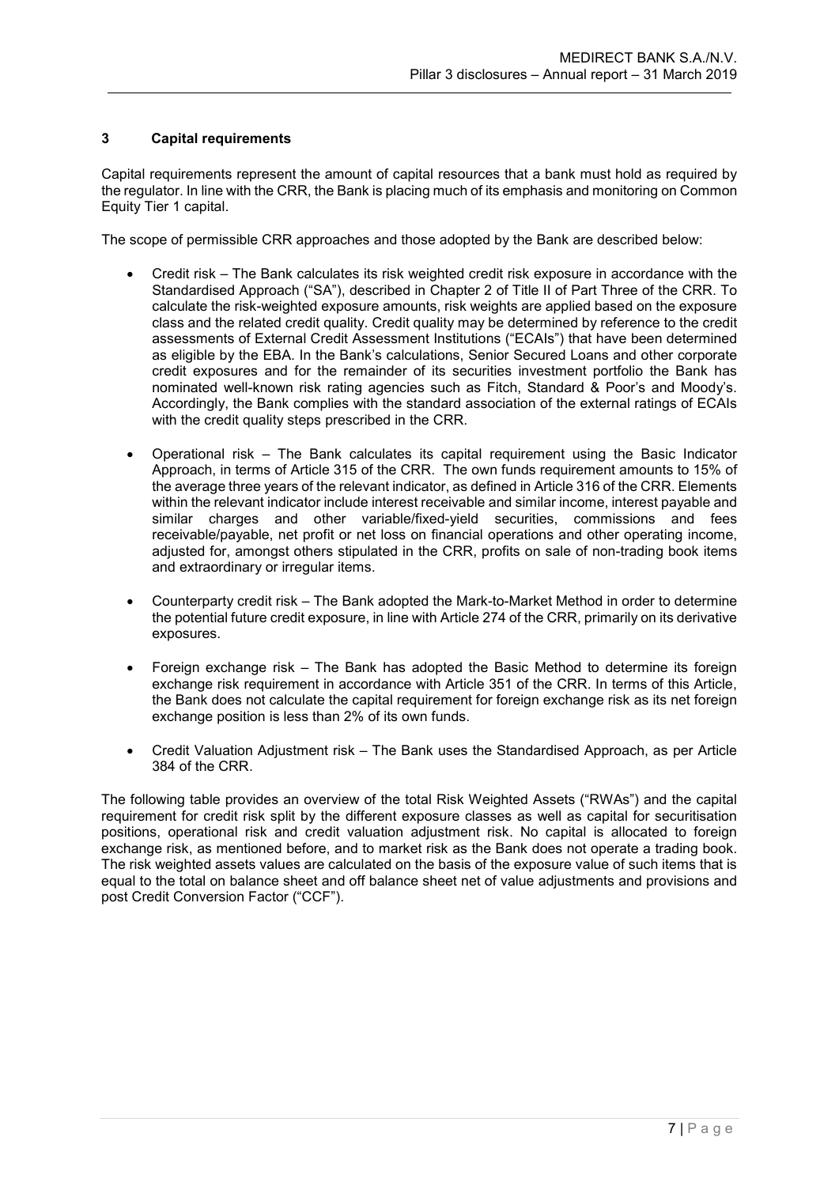## 3 Capital requirements

Capital requirements represent the amount of capital resources that a bank must hold as required by the regulator. In line with the CRR, the Bank is placing much of its emphasis and monitoring on Common Equity Tier 1 capital.

The scope of permissible CRR approaches and those adopted by the Bank are described below:

- Credit risk – The Bank calculates its risk weighted credit risk exposure in accordance with the Standardised Approach ("SA"), described in Chapter 2 of Title II of Part Three of the CRR. To calculate the risk-weighted exposure amounts, risk weights are applied based on the exposure class and the related credit quality. Credit quality may be determined by reference to the credit assessments of External Credit Assessment Institutions ("ECAIs") that have been determined as eligible by the EBA. In the Bank's calculations, Senior Secured Loans and other corporate credit exposures and for the remainder of its securities investment portfolio the Bank has nominated well-known risk rating agencies such as Fitch, Standard & Poor's and Moody's. Accordingly, the Bank complies with the standard association of the external ratings of ECAIs with the credit quality steps prescribed in the CRR.

- Operational risk – The Bank calculates its capital requirement using the Basic Indicator Approach, in terms of Article 315 of the CRR. The own funds requirement amounts to 15% of the average three years of the relevant indicator, as defined in Article 316 of the CRR. Elements within the relevant indicator include interest receivable and similar income, interest payable and similar charges and other variable/fixed-yield securities, commissions and fees receivable/payable, net profit or net loss on financial operations and other operating income, adjusted for, amongst others stipulated in the CRR, profits on sale of non-trading book items and extraordinary or irregular items.

- Counterparty credit risk – The Bank adopted the Mark-to-Market Method in order to determine the potential future credit exposure, in line with Article 274 of the CRR, primarily on its derivative exposures.

- Foreign exchange risk – The Bank has adopted the Basic Method to determine its foreign exchange risk requirement in accordance with Article 351 of the CRR. In terms of this Article, the Bank does not calculate the capital requirement for foreign exchange risk as its net foreign exchange position is less than 2% of its own funds.

- Credit Valuation Adjustment risk – The Bank uses the Standardised Approach, as per Article 384 of the CRR.

The following table provides an overview of the total Risk Weighted Assets ("RWAs") and the capital requirement for credit risk split by the different exposure classes as well as capital for securitisation positions, operational risk and credit valuation adjustment risk. No capital is allocated to foreign exchange risk, as mentioned before, and to market risk as the Bank does not operate a trading book. The risk weighted assets values are calculated on the basis of the exposure value of such items that is equal to the total on balance sheet and off balance sheet net of value adjustments and provisions and post Credit Conversion Factor ("CCF").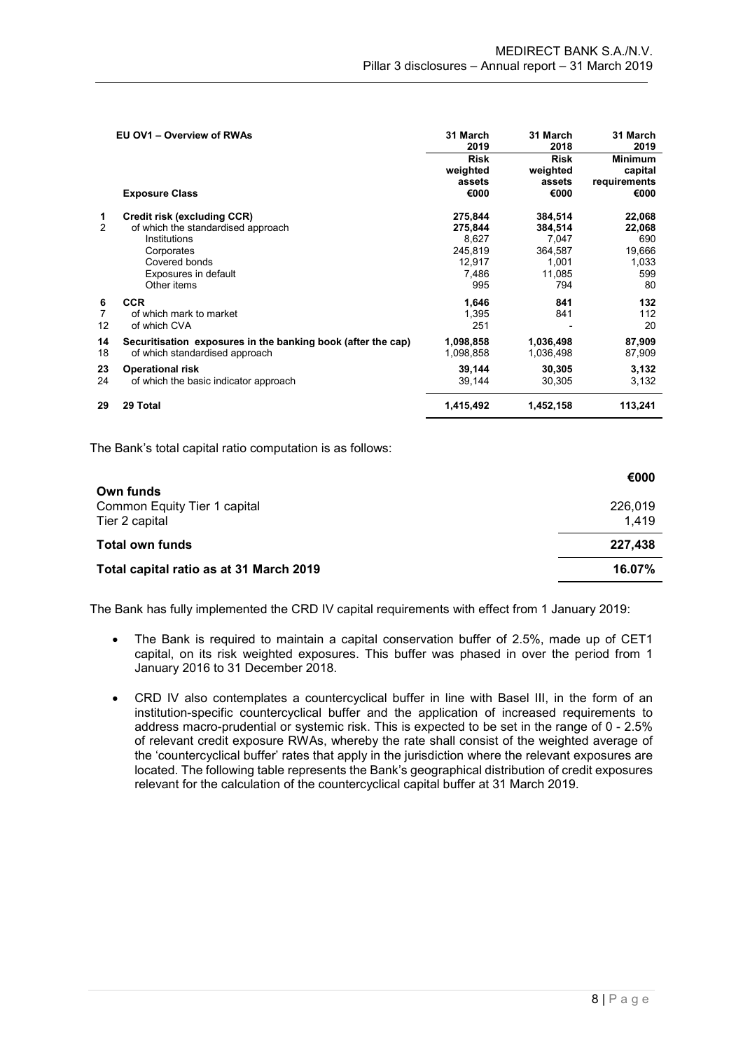| | EU OV1 – Overview of RWAs | 31 March 2019 | 31 March 2018 | 31 March 2019 |
|---|---|---|---|---|
| | | Risk weighted assets | Risk weighted assets | Minimum capital requirements |
| | Exposure Class | €000 | €000 | €000 |
| 1 | **Credit risk (excluding CCR)** | **275,844** | **384,514** | **22,068** |
| 2 | of which the standardised approach | 275,844 | 384,514 | 22,068 |
| | Institutions | 8,627 | 7,047 | 690 |
| | Corporates | 245,819 | 364,587 | 19,666 |
| | Covered bonds | 12,917 | 1,001 | 1,033 |
| | Exposures in default | 7,486 | 11,085 | 599 |
| | Other items | 995 | 794 | 80 |
| 6 | **CCR** | **1,646** | **841** | **132** |
| 7 | of which mark to market | 1,395 | 841 | 112 |
| 12 | of which CVA | 251 | - | 20 |
| 14 | **Securitisation exposures in the banking book (after the cap)** | **1,098,858** | **1,036,498** | **87,909** |
| 18 | of which standardised approach | 1,098,858 | 1,036,498 | 87,909 |
| 23 | **Operational risk** | **39,144** | **30,305** | **3,132** |
| 24 | of which the basic indicator approach | 39,144 | 30,305 | 3,132 |
| 29 | **29 Total** | **1,415,492** | **1,452,158** | **113,241** |

The Bank's total capital ratio computation is as follows:

| | €000 |
|---|---|
| **Own funds** | |
| Common Equity Tier 1 capital | 226,019 |
| Tier 2 capital | 1,419 |
| **Total own funds** | **227,438** |
| **Total capital ratio as at 31 March 2019** | **16.07%** |

The Bank has fully implemented the CRD IV capital requirements with effect from 1 January 2019:

- The Bank is required to maintain a capital conservation buffer of 2.5%, made up of CET1 capital, on its risk weighted exposures. This buffer was phased in over the period from 1 January 2016 to 31 December 2018.
- CRD IV also contemplates a countercyclical buffer in line with Basel III, in the form of an institution-specific countercyclical buffer and the application of increased requirements to address macro-prudential or systemic risk. This is expected to be set in the range of 0 - 2.5% of relevant credit exposure RWAs, whereby the rate shall consist of the weighted average of the 'countercyclical buffer' rates that apply in the jurisdiction where the relevant exposures are located. The following table represents the Bank's geographical distribution of credit exposures relevant for the calculation of the countercyclical capital buffer at 31 March 2019.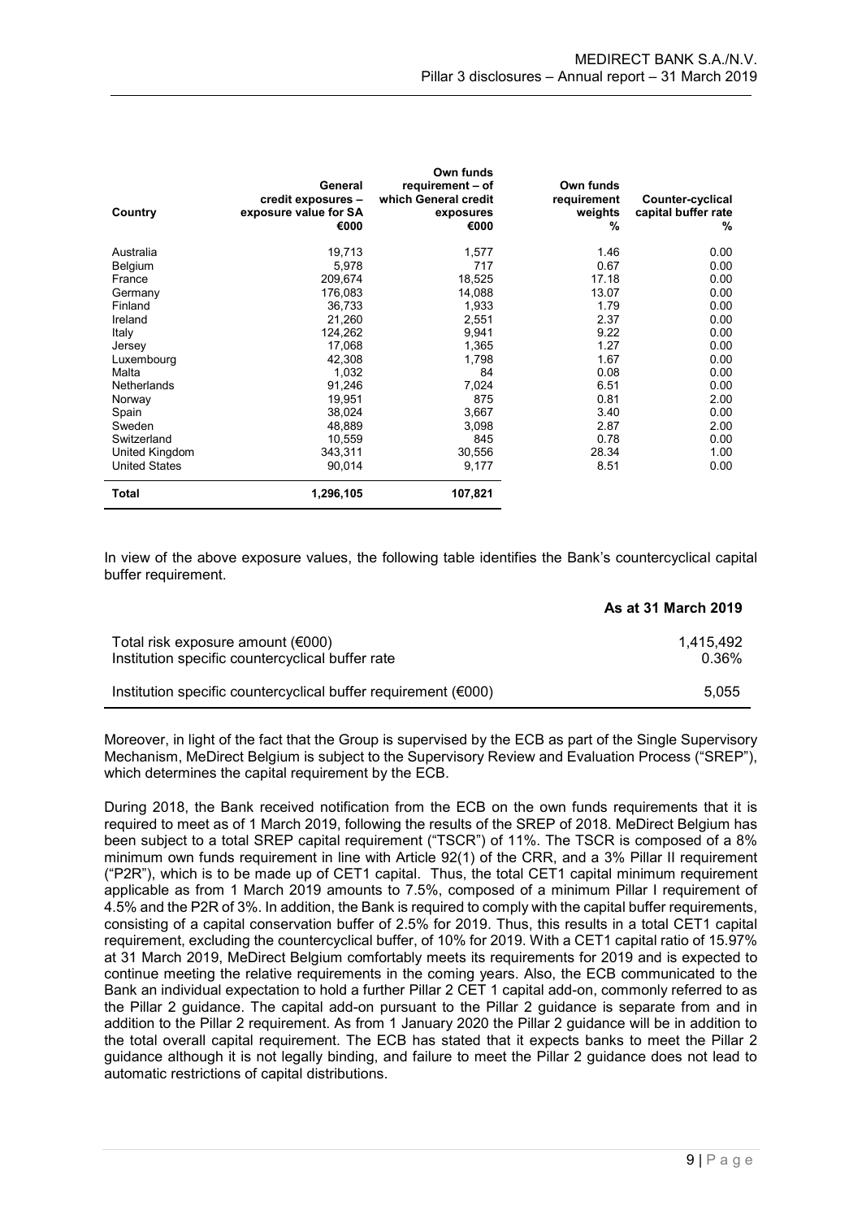| Country | General credit exposures – exposure value for SA €000 | Own funds requirement – of which General credit exposures €000 | Own funds requirement weights % | Counter-cyclical capital buffer rate % |
|---|---|---|---|---|
| Australia | 19,713 | 1,577 | 1.46 | 0.00 |
| Belgium | 5,978 | 717 | 0.67 | 0.00 |
| France | 209,674 | 18,525 | 17.18 | 0.00 |
| Germany | 176,083 | 14,088 | 13.07 | 0.00 |
| Finland | 36,733 | 1,933 | 1.79 | 0.00 |
| Ireland | 21,260 | 2,551 | 2.37 | 0.00 |
| Italy | 124,262 | 9,941 | 9.22 | 0.00 |
| Jersey | 17,068 | 1,365 | 1.27 | 0.00 |
| Luxembourg | 42,308 | 1,798 | 1.67 | 0.00 |
| Malta | 1,032 | 84 | 0.08 | 0.00 |
| Netherlands | 91,246 | 7,024 | 6.51 | 0.00 |
| Norway | 19,951 | 875 | 0.81 | 2.00 |
| Spain | 38,024 | 3,667 | 3.40 | 0.00 |
| Sweden | 48,889 | 3,098 | 2.87 | 2.00 |
| Switzerland | 10,559 | 845 | 0.78 | 0.00 |
| United Kingdom | 343,311 | 30,556 | 28.34 | 1.00 |
| United States | 90,014 | 9,177 | 8.51 | 0.00 |
| **Total** | **1,296,105** | **107,821** | | |

In view of the above exposure values, the following table identifies the Bank's countercyclical capital buffer requirement.

| | As at 31 March 2019 |
|---|---|
| Total risk exposure amount (€000) | 1,415,492 |
| Institution specific countercyclical buffer rate | 0.36% |
| Institution specific countercyclical buffer requirement (€000) | 5,055 |

Moreover, in light of the fact that the Group is supervised by the ECB as part of the Single Supervisory Mechanism, MeDirect Belgium is subject to the Supervisory Review and Evaluation Process ("SREP"), which determines the capital requirement by the ECB.

During 2018, the Bank received notification from the ECB on the own funds requirements that it is required to meet as of 1 March 2019, following the results of the SREP of 2018. MeDirect Belgium has been subject to a total SREP capital requirement ("TSCR") of 11%. The TSCR is composed of a 8% minimum own funds requirement in line with Article 92(1) of the CRR, and a 3% Pillar II requirement ("P2R"), which is to be made up of CET1 capital. Thus, the total CET1 capital minimum requirement applicable as from 1 March 2019 amounts to 7.5%, composed of a minimum Pillar I requirement of 4.5% and the P2R of 3%. In addition, the Bank is required to comply with the capital buffer requirements, consisting of a capital conservation buffer of 2.5% for 2019. Thus, this results in a total CET1 capital requirement, excluding the countercyclical buffer, of 10% for 2019. With a CET1 capital ratio of 15.97% at 31 March 2019, MeDirect Belgium comfortably meets its requirements for 2019 and is expected to continue meeting the relative requirements in the coming years. Also, the ECB communicated to the Bank an individual expectation to hold a further Pillar 2 CET 1 capital add-on, commonly referred to as the Pillar 2 guidance. The capital add-on pursuant to the Pillar 2 guidance is separate from and in addition to the Pillar 2 requirement. As from 1 January 2020 the Pillar 2 guidance will be in addition to the total overall capital requirement. The ECB has stated that it expects banks to meet the Pillar 2 guidance although it is not legally binding, and failure to meet the Pillar 2 guidance does not lead to automatic restrictions of capital distributions.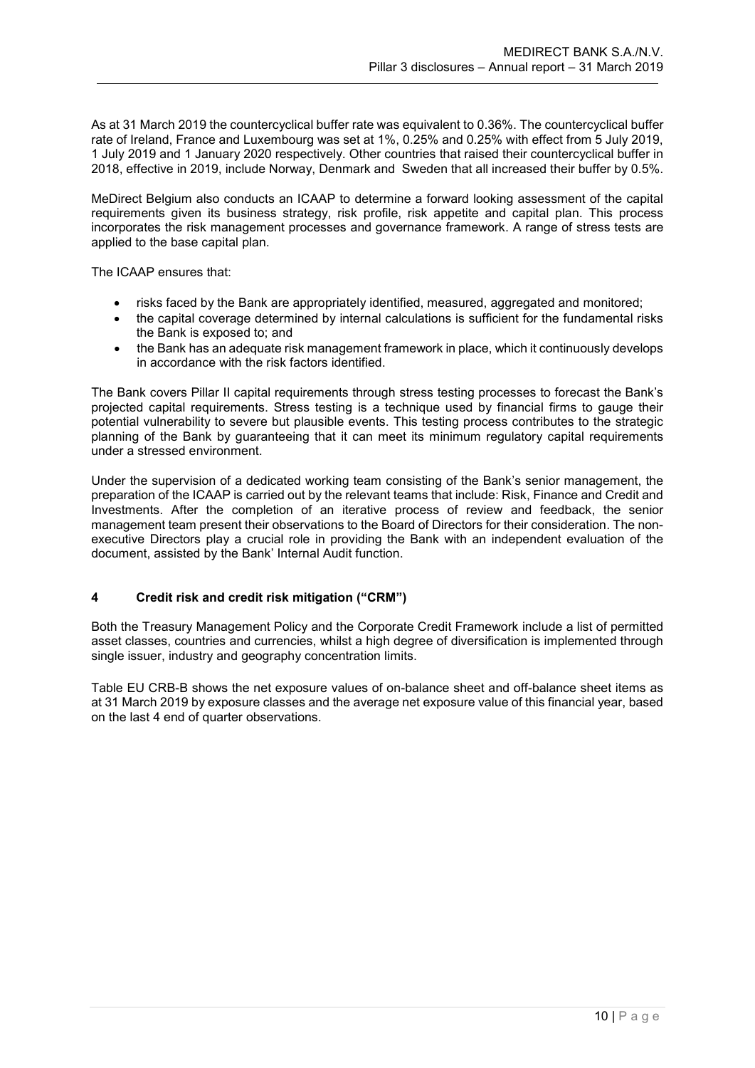As at 31 March 2019 the countercyclical buffer rate was equivalent to 0.36%. The countercyclical buffer rate of Ireland, France and Luxembourg was set at 1%, 0.25% and 0.25% with effect from 5 July 2019, 1 July 2019 and 1 January 2020 respectively. Other countries that raised their countercyclical buffer in 2018, effective in 2019, include Norway, Denmark and Sweden that all increased their buffer by 0.5%.

MeDirect Belgium also conducts an ICAAP to determine a forward looking assessment of the capital requirements given its business strategy, risk profile, risk appetite and capital plan. This process incorporates the risk management processes and governance framework. A range of stress tests are applied to the base capital plan.

The ICAAP ensures that:

- risks faced by the Bank are appropriately identified, measured, aggregated and monitored;
- the capital coverage determined by internal calculations is sufficient for the fundamental risks the Bank is exposed to; and
- the Bank has an adequate risk management framework in place, which it continuously develops in accordance with the risk factors identified.

The Bank covers Pillar II capital requirements through stress testing processes to forecast the Bank's projected capital requirements. Stress testing is a technique used by financial firms to gauge their potential vulnerability to severe but plausible events. This testing process contributes to the strategic planning of the Bank by guaranteeing that it can meet its minimum regulatory capital requirements under a stressed environment.

Under the supervision of a dedicated working team consisting of the Bank's senior management, the preparation of the ICAAP is carried out by the relevant teams that include: Risk, Finance and Credit and Investments. After the completion of an iterative process of review and feedback, the senior management team present their observations to the Board of Directors for their consideration. The non-executive Directors play a crucial role in providing the Bank with an independent evaluation of the document, assisted by the Bank' Internal Audit function.

## 4 Credit risk and credit risk mitigation ("CRM")

Both the Treasury Management Policy and the Corporate Credit Framework include a list of permitted asset classes, countries and currencies, whilst a high degree of diversification is implemented through single issuer, industry and geography concentration limits.

Table EU CRB-B shows the net exposure values of on-balance sheet and off-balance sheet items as at 31 March 2019 by exposure classes and the average net exposure value of this financial year, based on the last 4 end of quarter observations.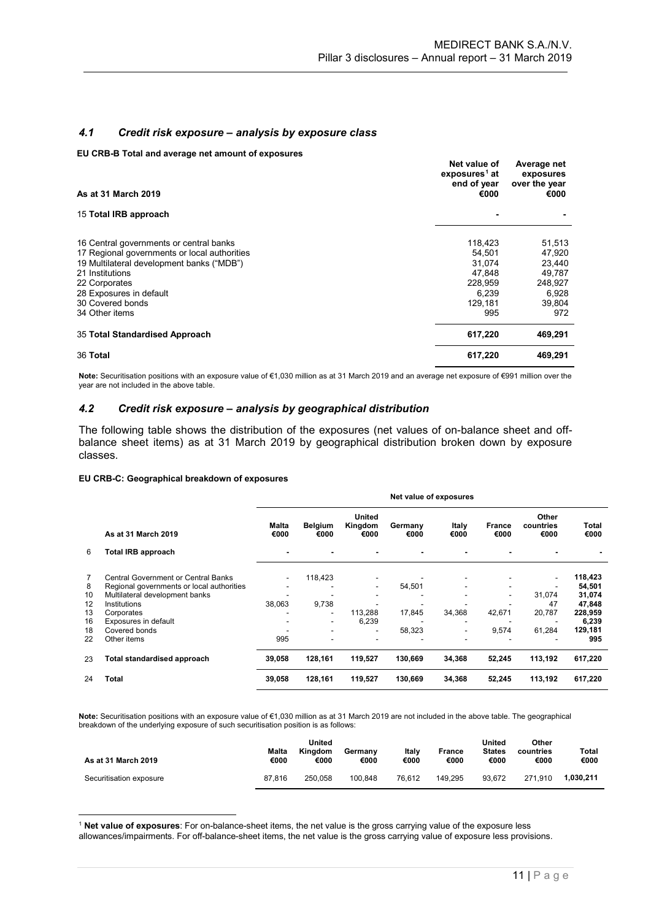## 4.1 *Credit risk exposure – analysis by exposure class*

**EU CRB-B Total and average net amount of exposures**

| As at 31 March 2019 | Net value of exposures[1] at end of year €000 | Average net exposures over the year €000 |
|---|---|---|
| 15 **Total IRB approach** | - | - |
| 16 Central governments or central banks | 118,423 | 51,513 |
| 17 Regional governments or local authorities | 54,501 | 47,920 |
| 19 Multilateral development banks ("MDB") | 31,074 | 23,440 |
| 21 Institutions | 47,848 | 49,787 |
| 22 Corporates | 228,959 | 248,927 |
| 28 Exposures in default | 6,239 | 6,928 |
| 30 Covered bonds | 129,181 | 39,804 |
| 34 Other items | 995 | 972 |
| 35 **Total Standardised Approach** | **617,220** | **469,291** |
| 36 **Total** | **617,220** | **469,291** |

**Note:** Securitisation positions with an exposure value of €1,030 million as at 31 March 2019 and an average net exposure of €991 million over the year are not included in the above table.

## 4.2 *Credit risk exposure – analysis by geographical distribution*

The following table shows the distribution of the exposures (net values of on-balance sheet and off-balance sheet items) as at 31 March 2019 by geographical distribution broken down by exposure classes.

**EU CRB-C: Geographical breakdown of exposures**

| | | Net value of exposures | | | | | | | |
|---|---|---|---|---|---|---|---|---|---|
| | **As at 31 March 2019** | **Malta €000** | **Belgium €000** | **United Kingdom €000** | **Germany €000** | **Italy €000** | **France €000** | **Other countries €000** | **Total €000** |
| 6 | **Total IRB approach** | - | - | - | - | - | - | - | - |
| 7 | Central Government or Central Banks | - | 118,423 | - | - | - | - | - | **118,423** |
| 8 | Regional governments or local authorities | - | - | - | 54,501 | - | - | - | **54,501** |
| 10 | Multilateral development banks | - | - | - | - | - | - | 31,074 | **31,074** |
| 12 | Institutions | 38,063 | 9,738 | - | - | - | - | 47 | **47,848** |
| 13 | Corporates | - | - | 113,288 | 17,845 | 34,368 | 42,671 | 20,787 | **228,959** |
| 16 | Exposures in default | - | - | 6,239 | - | - | - | - | **6,239** |
| 18 | Covered bonds | - | - | - | 58,323 | - | 9,574 | 61,284 | **129,181** |
| 22 | Other items | 995 | - | - | - | - | - | - | **995** |
| 23 | **Total standardised approach** | **39,058** | **128,161** | **119,527** | **130,669** | **34,368** | **52,245** | **113,192** | **617,220** |
| 24 | **Total** | **39,058** | **128,161** | **119,527** | **130,669** | **34,368** | **52,245** | **113,192** | **617,220** |

**Note:** Securitisation positions with an exposure value of €1,030 million as at 31 March 2019 are not included in the above table. The geographical breakdown of the underlying exposure of such securitisation position is as follows:

| As at 31 March 2019 | Malta €000 | United Kingdom €000 | Germany €000 | Italy €000 | France €000 | United States €000 | Other countries €000 | Total €000 |
|---|---|---|---|---|---|---|---|---|
| Securitisation exposure | 87,816 | 250,058 | 100,848 | 76,612 | 149,295 | 93,672 | 271,910 | **1,030,211** |

[1] **Net value of exposures**: For on-balance-sheet items, the net value is the gross carrying value of the exposure less allowances/impairments. For off-balance-sheet items, the net value is the gross carrying value of exposure less provisions.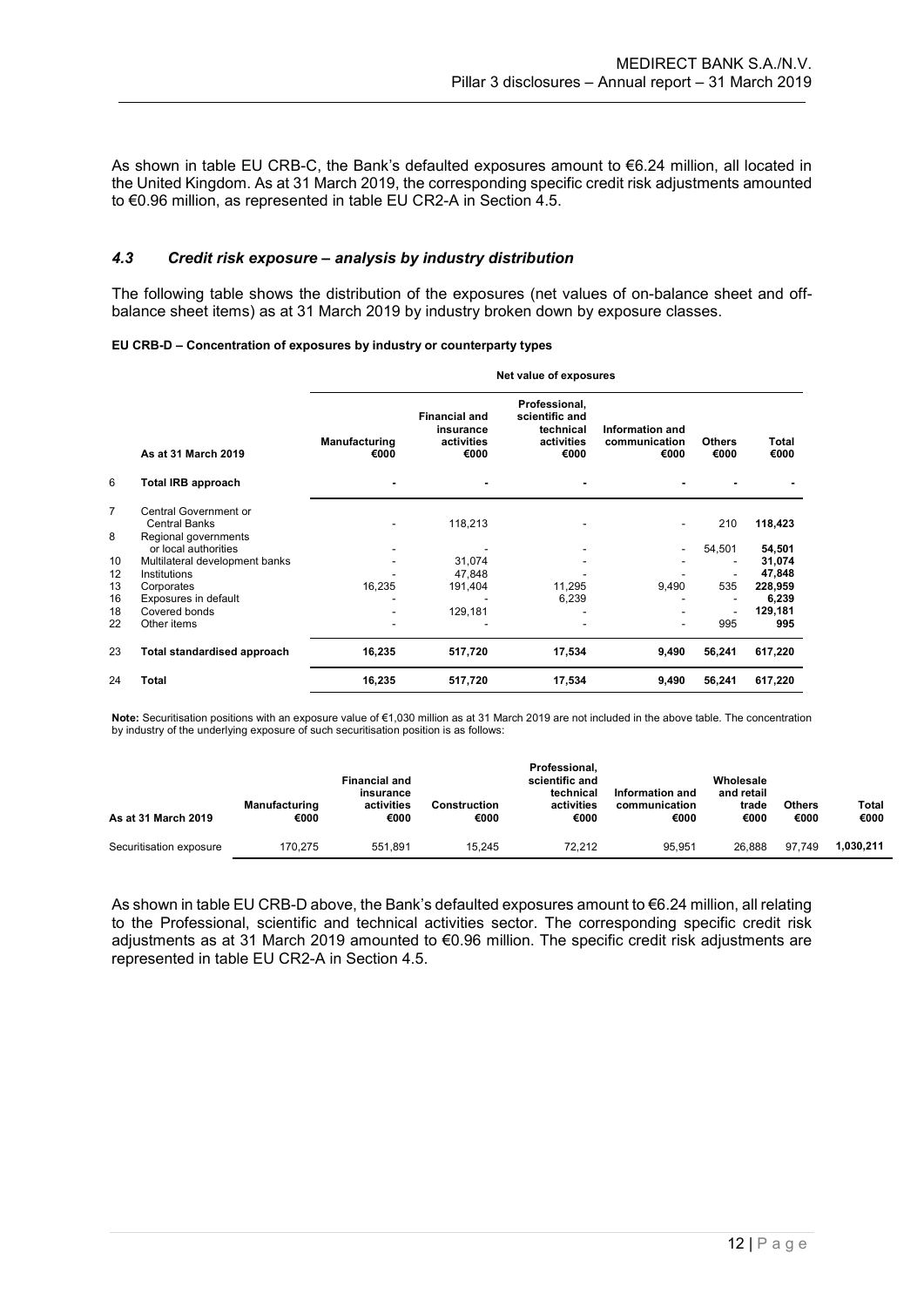As shown in table EU CRB-C, the Bank's defaulted exposures amount to €6.24 million, all located in the United Kingdom. As at 31 March 2019, the corresponding specific credit risk adjustments amounted to €0.96 million, as represented in table EU CR2-A in Section 4.5.

### *4.3 Credit risk exposure – analysis by industry distribution*

The following table shows the distribution of the exposures (net values of on-balance sheet and off-balance sheet items) as at 31 March 2019 by industry broken down by exposure classes.

**EU CRB-D – Concentration of exposures by industry or counterparty types**

| | | Net value of exposures | | | | | |
|---|---|---|---|---|---|---|---|
| | **As at 31 March 2019** | **Manufacturing €000** | **Financial and insurance activities €000** | **Professional, scientific and technical activities €000** | **Information and communication €000** | **Others €000** | **Total €000** |
| 6 | **Total IRB approach** | - | - | - | - | - | - |
| 7 | Central Government or Central Banks | - | 118,213 | - | - | 210 | **118,423** |
| 8 | Regional governments or local authorities | - | - | - | - | 54,501 | **54,501** |
| 10 | Multilateral development banks | - | 31,074 | - | - | - | **31,074** |
| 12 | Institutions | - | 47,848 | - | - | - | **47,848** |
| 13 | Corporates | 16,235 | 191,404 | 11,295 | 9,490 | 535 | **228,959** |
| 16 | Exposures in default | - | - | 6,239 | - | - | **6,239** |
| 18 | Covered bonds | - | 129,181 | - | - | - | **129,181** |
| 22 | Other items | - | - | - | - | 995 | **995** |
| 23 | **Total standardised approach** | **16,235** | **517,720** | **17,534** | **9,490** | **56,241** | **617,220** |
| 24 | **Total** | **16,235** | **517,720** | **17,534** | **9,490** | **56,241** | **617,220** |

**Note:** Securitisation positions with an exposure value of €1,030 million as at 31 March 2019 are not included in the above table. The concentration by industry of the underlying exposure of such securitisation position is as follows:

| **As at 31 March 2019** | **Manufacturing €000** | **Financial and insurance activities €000** | **Construction €000** | **Professional, scientific and technical activities €000** | **Information and communication €000** | **Wholesale and retail trade €000** | **Others €000** | **Total €000** |
|---|---|---|---|---|---|---|---|---|
| Securitisation exposure | 170,275 | 551,891 | 15,245 | 72,212 | 95,951 | 26,888 | 97,749 | **1,030,211** |

As shown in table EU CRB-D above, the Bank's defaulted exposures amount to €6.24 million, all relating to the Professional, scientific and technical activities sector. The corresponding specific credit risk adjustments as at 31 March 2019 amounted to €0.96 million. The specific credit risk adjustments are represented in table EU CR2-A in Section 4.5.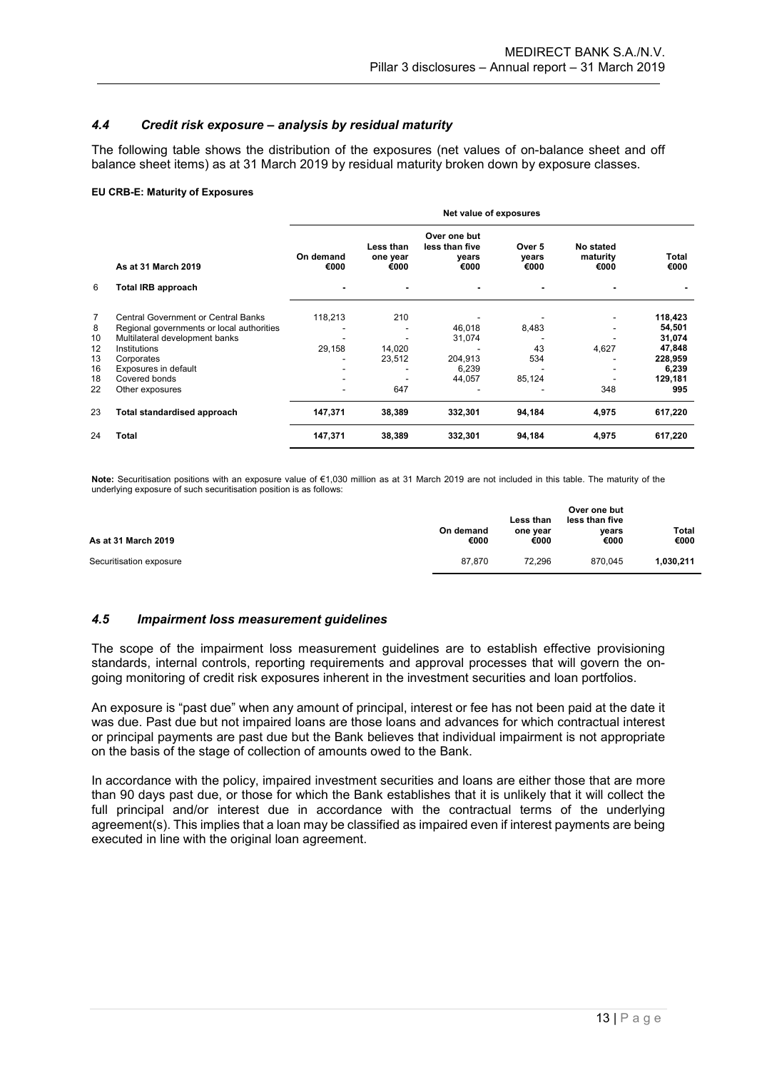### *4.4 Credit risk exposure – analysis by residual maturity*

The following table shows the distribution of the exposures (net values of on-balance sheet and off balance sheet items) as at 31 March 2019 by residual maturity broken down by exposure classes.

**EU CRB-E: Maturity of Exposures**

| | | Net value of exposures | | | | | |
|---|---|---|---|---|---|---|---|
| | **As at 31 March 2019** | **On demand €000** | **Less than one year €000** | **Over one but less than five years €000** | **Over 5 years €000** | **No stated maturity €000** | **Total €000** |
| 6 | **Total IRB approach** | **-** | **-** | **-** | **-** | **-** | **-** |
| 7 | Central Government or Central Banks | 118,213 | 210 | - | - | - | **118,423** |
| 8 | Regional governments or local authorities | - | - | 46,018 | 8,483 | - | **54,501** |
| 10 | Multilateral development banks | - | - | 31,074 | - | - | **31,074** |
| 12 | Institutions | 29,158 | 14,020 | - | 43 | 4,627 | **47,848** |
| 13 | Corporates | - | 23,512 | 204,913 | 534 | - | **228,959** |
| 16 | Exposures in default | - | - | 6,239 | - | - | **6,239** |
| 18 | Covered bonds | - | - | 44,057 | 85,124 | - | **129,181** |
| 22 | Other exposures | - | 647 | - | - | 348 | **995** |
| 23 | **Total standardised approach** | **147,371** | **38,389** | **332,301** | **94,184** | **4,975** | **617,220** |
| 24 | **Total** | **147,371** | **38,389** | **332,301** | **94,184** | **4,975** | **617,220** |

**Note:** Securitisation positions with an exposure value of €1,030 million as at 31 March 2019 are not included in this table. The maturity of the underlying exposure of such securitisation position is as follows:

| **As at 31 March 2019** | **On demand €000** | **Less than one year €000** | **Over one but less than five years €000** | **Total €000** |
|---|---|---|---|---|
| Securitisation exposure | 87,870 | 72,296 | 870,045 | **1,030,211** |

### *4.5 Impairment loss measurement guidelines*

The scope of the impairment loss measurement guidelines are to establish effective provisioning standards, internal controls, reporting requirements and approval processes that will govern the on-going monitoring of credit risk exposures inherent in the investment securities and loan portfolios.

An exposure is "past due" when any amount of principal, interest or fee has not been paid at the date it was due. Past due but not impaired loans are those loans and advances for which contractual interest or principal payments are past due but the Bank believes that individual impairment is not appropriate on the basis of the stage of collection of amounts owed to the Bank.

In accordance with the policy, impaired investment securities and loans are either those that are more than 90 days past due, or those for which the Bank establishes that it is unlikely that it will collect the full principal and/or interest due in accordance with the contractual terms of the underlying agreement(s). This implies that a loan may be classified as impaired even if interest payments are being executed in line with the original loan agreement.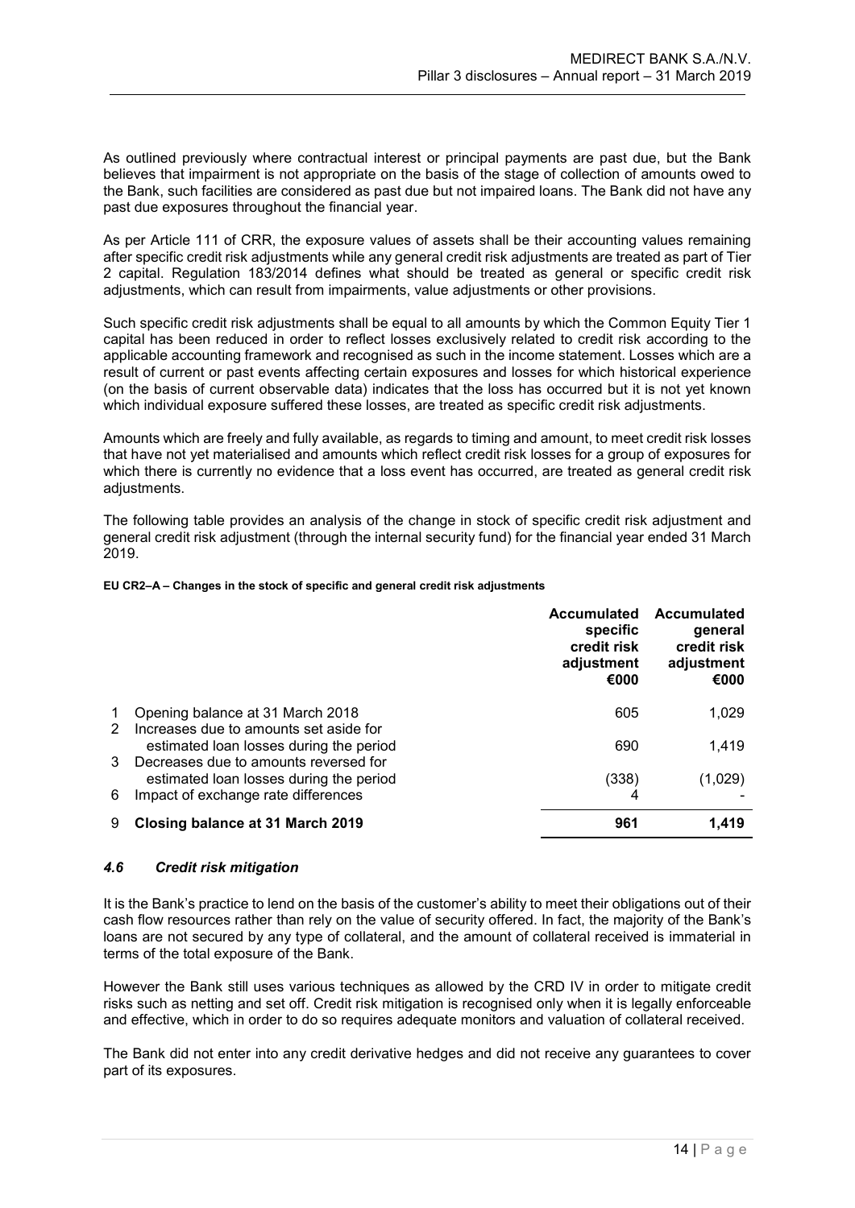As outlined previously where contractual interest or principal payments are past due, but the Bank believes that impairment is not appropriate on the basis of the stage of collection of amounts owed to the Bank, such facilities are considered as past due but not impaired loans. The Bank did not have any past due exposures throughout the financial year.

As per Article 111 of CRR, the exposure values of assets shall be their accounting values remaining after specific credit risk adjustments while any general credit risk adjustments are treated as part of Tier 2 capital. Regulation 183/2014 defines what should be treated as general or specific credit risk adjustments, which can result from impairments, value adjustments or other provisions.

Such specific credit risk adjustments shall be equal to all amounts by which the Common Equity Tier 1 capital has been reduced in order to reflect losses exclusively related to credit risk according to the applicable accounting framework and recognised as such in the income statement. Losses which are a result of current or past events affecting certain exposures and losses for which historical experience (on the basis of current observable data) indicates that the loss has occurred but it is not yet known which individual exposure suffered these losses, are treated as specific credit risk adjustments.

Amounts which are freely and fully available, as regards to timing and amount, to meet credit risk losses that have not yet materialised and amounts which reflect credit risk losses for a group of exposures for which there is currently no evidence that a loss event has occurred, are treated as general credit risk adjustments.

The following table provides an analysis of the change in stock of specific credit risk adjustment and general credit risk adjustment (through the internal security fund) for the financial year ended 31 March 2019.

**EU CR2–A – Changes in the stock of specific and general credit risk adjustments**

| | | Accumulated specific credit risk adjustment €000 | Accumulated general credit risk adjustment €000 |
|---|---|---|---|
| 1 | Opening balance at 31 March 2018 | 605 | 1,029 |
| 2 | Increases due to amounts set aside for estimated loan losses during the period | 690 | 1,419 |
| 3 | Decreases due to amounts reversed for estimated loan losses during the period | (338) | (1,029) |
| 6 | Impact of exchange rate differences | 4 | - |
| 9 | **Closing balance at 31 March 2019** | **961** | **1,419** |

### *4.6 Credit risk mitigation*

It is the Bank's practice to lend on the basis of the customer's ability to meet their obligations out of their cash flow resources rather than rely on the value of security offered. In fact, the majority of the Bank's loans are not secured by any type of collateral, and the amount of collateral received is immaterial in terms of the total exposure of the Bank.

However the Bank still uses various techniques as allowed by the CRD IV in order to mitigate credit risks such as netting and set off. Credit risk mitigation is recognised only when it is legally enforceable and effective, which in order to do so requires adequate monitors and valuation of collateral received.

The Bank did not enter into any credit derivative hedges and did not receive any guarantees to cover part of its exposures.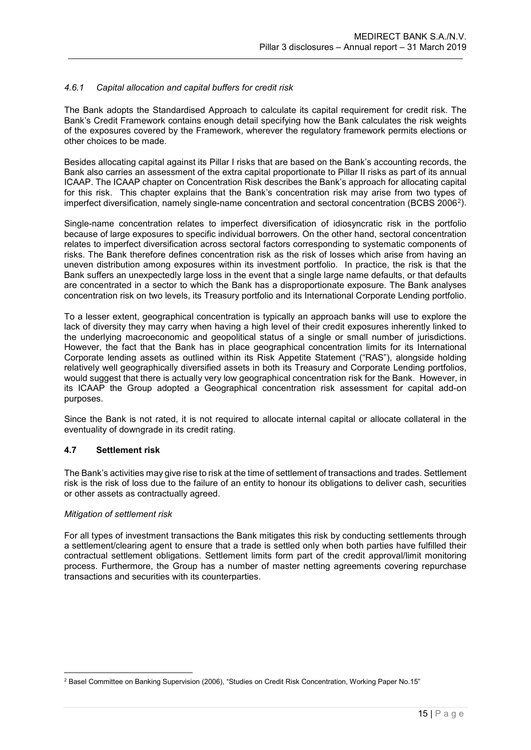#### *4.6.1 Capital allocation and capital buffers for credit risk*

The Bank adopts the Standardised Approach to calculate its capital requirement for credit risk. The Bank's Credit Framework contains enough detail specifying how the Bank calculates the risk weights of the exposures covered by the Framework, wherever the regulatory framework permits elections or other choices to be made.

Besides allocating capital against its Pillar I risks that are based on the Bank's accounting records, the Bank also carries an assessment of the extra capital proportionate to Pillar II risks as part of its annual ICAAP. The ICAAP chapter on Concentration Risk describes the Bank's approach for allocating capital for this risk. This chapter explains that the Bank's concentration risk may arise from two types of imperfect diversification, namely single-name concentration and sectoral concentration (BCBS 2006[2]).

Single-name concentration relates to imperfect diversification of idiosyncratic risk in the portfolio because of large exposures to specific individual borrowers. On the other hand, sectoral concentration relates to imperfect diversification across sectoral factors corresponding to systematic components of risks. The Bank therefore defines concentration risk as the risk of losses which arise from having an uneven distribution among exposures within its investment portfolio. In practice, the risk is that the Bank suffers an unexpectedly large loss in the event that a single large name defaults, or that defaults are concentrated in a sector to which the Bank has a disproportionate exposure. The Bank analyses concentration risk on two levels, its Treasury portfolio and its International Corporate Lending portfolio.

To a lesser extent, geographical concentration is typically an approach banks will use to explore the lack of diversity they may carry when having a high level of their credit exposures inherently linked to the underlying macroeconomic and geopolitical status of a single or small number of jurisdictions. However, the fact that the Bank has in place geographical concentration limits for its International Corporate lending assets as outlined within its Risk Appetite Statement ("RAS"), alongside holding relatively well geographically diversified assets in both its Treasury and Corporate Lending portfolios, would suggest that there is actually very low geographical concentration risk for the Bank. However, in its ICAAP the Group adopted a Geographical concentration risk assessment for capital add-on purposes.

Since the Bank is not rated, it is not required to allocate internal capital or allocate collateral in the eventuality of downgrade in its credit rating.

### 4.7 Settlement risk

The Bank's activities may give rise to risk at the time of settlement of transactions and trades. Settlement risk is the risk of loss due to the failure of an entity to honour its obligations to deliver cash, securities or other assets as contractually agreed.

*Mitigation of settlement risk*

For all types of investment transactions the Bank mitigates this risk by conducting settlements through a settlement/clearing agent to ensure that a trade is settled only when both parties have fulfilled their contractual settlement obligations. Settlement limits form part of the credit approval/limit monitoring process. Furthermore, the Group has a number of master netting agreements covering repurchase transactions and securities with its counterparties.

---

[2] Basel Committee on Banking Supervision (2006), "Studies on Credit Risk Concentration, Working Paper No.15"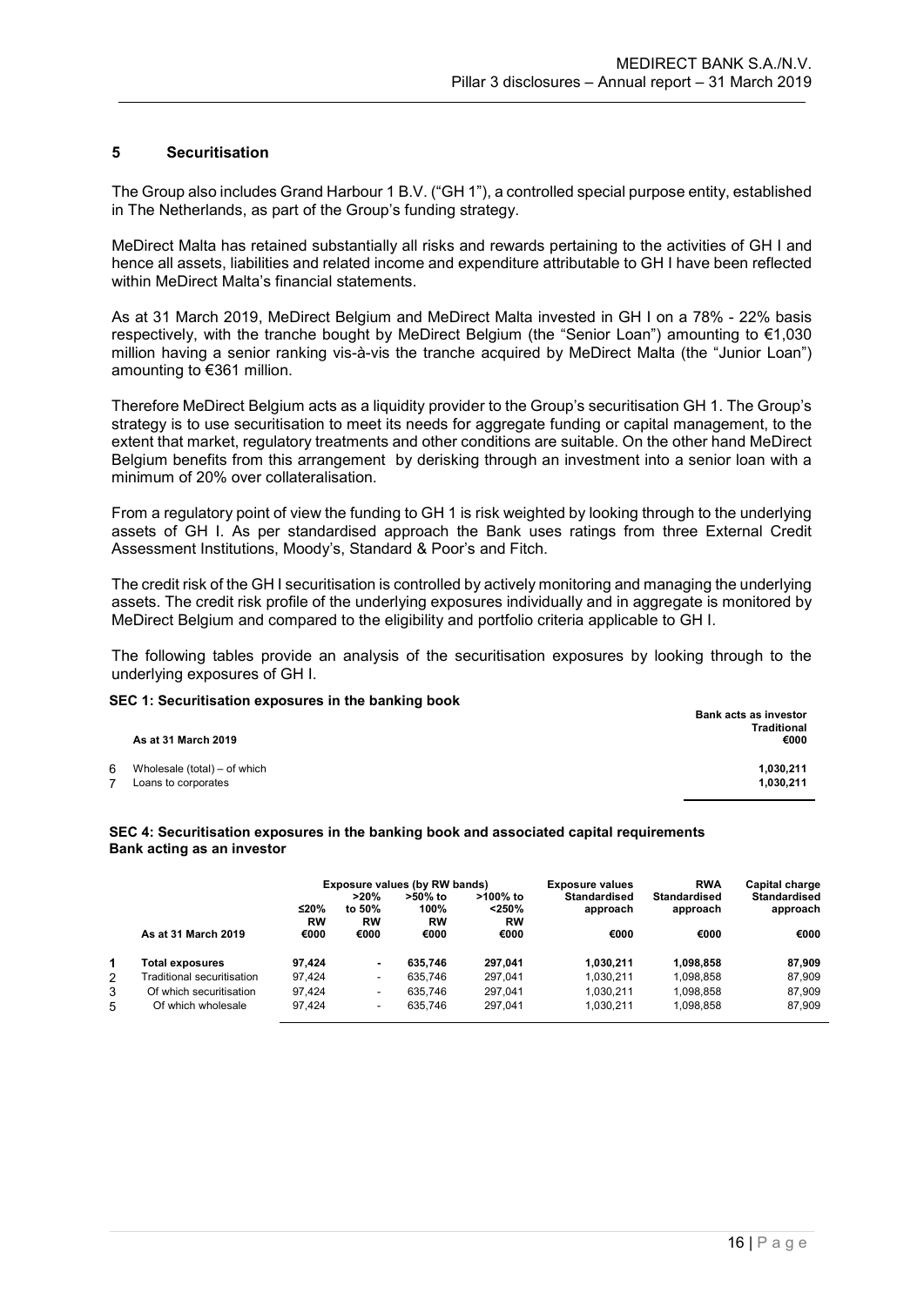## 5 Securitisation

The Group also includes Grand Harbour 1 B.V. ("GH 1"), a controlled special purpose entity, established in The Netherlands, as part of the Group's funding strategy.

MeDirect Malta has retained substantially all risks and rewards pertaining to the activities of GH I and hence all assets, liabilities and related income and expenditure attributable to GH I have been reflected within MeDirect Malta's financial statements.

As at 31 March 2019, MeDirect Belgium and MeDirect Malta invested in GH I on a 78% - 22% basis respectively, with the tranche bought by MeDirect Belgium (the "Senior Loan") amounting to €1,030 million having a senior ranking vis-à-vis the tranche acquired by MeDirect Malta (the "Junior Loan") amounting to €361 million.

Therefore MeDirect Belgium acts as a liquidity provider to the Group's securitisation GH 1. The Group's strategy is to use securitisation to meet its needs for aggregate funding or capital management, to the extent that market, regulatory treatments and other conditions are suitable. On the other hand MeDirect Belgium benefits from this arrangement by derisking through an investment into a senior loan with a minimum of 20% over collateralisation.

From a regulatory point of view the funding to GH 1 is risk weighted by looking through to the underlying assets of GH I. As per standardised approach the Bank uses ratings from three External Credit Assessment Institutions, Moody's, Standard & Poor's and Fitch.

The credit risk of the GH I securitisation is controlled by actively monitoring and managing the underlying assets. The credit risk profile of the underlying exposures individually and in aggregate is monitored by MeDirect Belgium and compared to the eligibility and portfolio criteria applicable to GH I.

The following tables provide an analysis of the securitisation exposures by looking through to the underlying exposures of GH I.

**SEC 1: Securitisation exposures in the banking book**

| | As at 31 March 2019 | Bank acts as investor Traditional €000 |
|---|---|---|
| 6 | Wholesale (total) – of which | **1,030,211** |
| 7 | Loans to corporates | **1,030,211** |

**SEC 4: Securitisation exposures in the banking book and associated capital requirements**
**Bank acting as an investor**

| | | Exposure values (by RW bands) | | | | Exposure values | RWA | Capital charge |
|---|---|---|---|---|---|---|---|---|
| | As at 31 March 2019 | ≤20% RW €000 | >20% to 50% RW €000 | >50% to 100% RW €000 | >100% to <250% RW €000 | Standardised approach €000 | Standardised approach €000 | Standardised approach €000 |
| 1 | **Total exposures** | **97,424** | **-** | **635,746** | **297,041** | **1,030,211** | **1,098,858** | **87,909** |
| 2 | Traditional securitisation | 97,424 | - | 635,746 | 297,041 | 1,030,211 | 1,098,858 | 87,909 |
| 3 | Of which securitisation | 97,424 | - | 635,746 | 297,041 | 1,030,211 | 1,098,858 | 87,909 |
| 5 | Of which wholesale | 97,424 | - | 635,746 | 297,041 | 1,030,211 | 1,098,858 | 87,909 |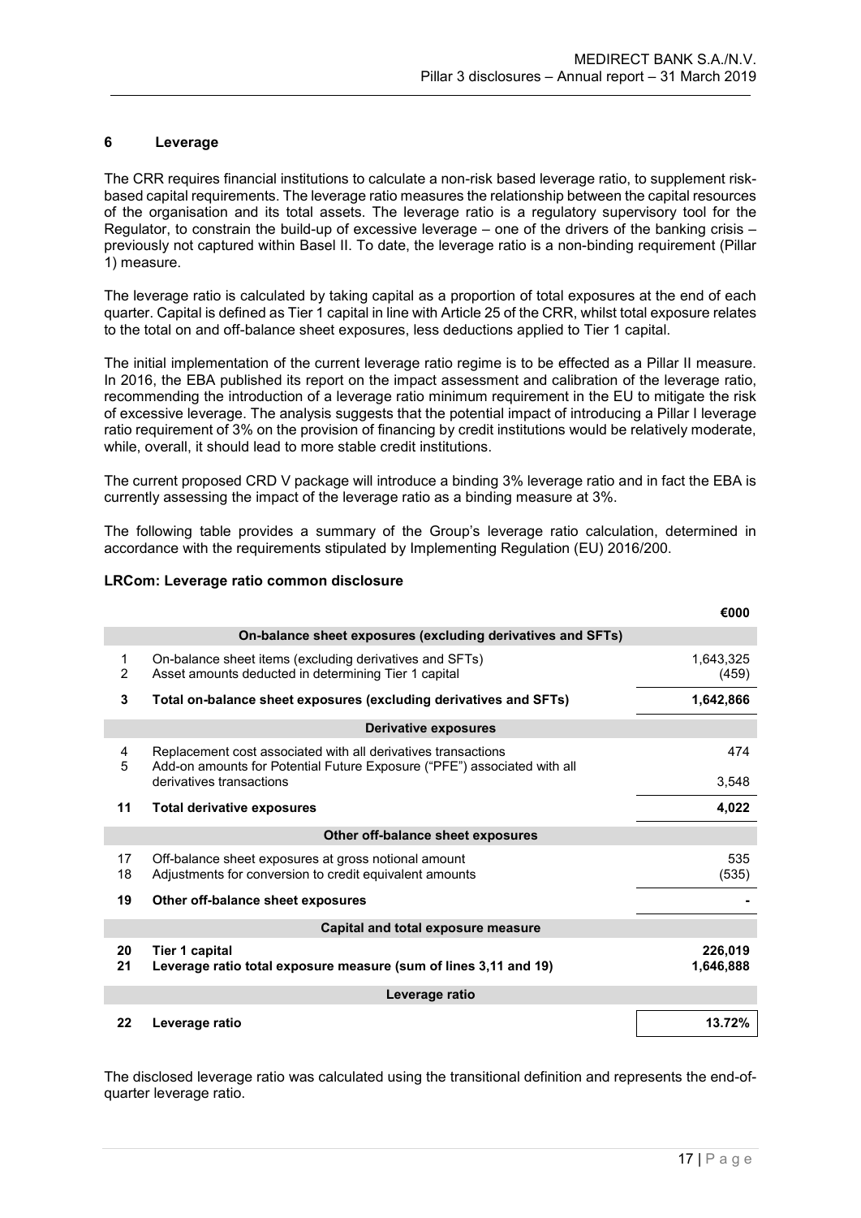## 6 Leverage

The CRR requires financial institutions to calculate a non-risk based leverage ratio, to supplement risk-based capital requirements. The leverage ratio measures the relationship between the capital resources of the organisation and its total assets. The leverage ratio is a regulatory supervisory tool for the Regulator, to constrain the build-up of excessive leverage – one of the drivers of the banking crisis – previously not captured within Basel II. To date, the leverage ratio is a non-binding requirement (Pillar 1) measure.

The leverage ratio is calculated by taking capital as a proportion of total exposures at the end of each quarter. Capital is defined as Tier 1 capital in line with Article 25 of the CRR, whilst total exposure relates to the total on and off-balance sheet exposures, less deductions applied to Tier 1 capital.

The initial implementation of the current leverage ratio regime is to be effected as a Pillar II measure. In 2016, the EBA published its report on the impact assessment and calibration of the leverage ratio, recommending the introduction of a leverage ratio minimum requirement in the EU to mitigate the risk of excessive leverage. The analysis suggests that the potential impact of introducing a Pillar I leverage ratio requirement of 3% on the provision of financing by credit institutions would be relatively moderate, while, overall, it should lead to more stable credit institutions.

The current proposed CRD V package will introduce a binding 3% leverage ratio and in fact the EBA is currently assessing the impact of the leverage ratio as a binding measure at 3%.

The following table provides a summary of the Group's leverage ratio calculation, determined in accordance with the requirements stipulated by Implementing Regulation (EU) 2016/200.

**LRCom: Leverage ratio common disclosure**

| | | €000 |
|---|---|---|
| | **On-balance sheet exposures (excluding derivatives and SFTs)** | |
| 1 | On-balance sheet items (excluding derivatives and SFTs) | 1,643,325 |
| 2 | Asset amounts deducted in determining Tier 1 capital | (459) |
| **3** | **Total on-balance sheet exposures (excluding derivatives and SFTs)** | **1,642,866** |
| | **Derivative exposures** | |
| 4 | Replacement cost associated with all derivatives transactions | 474 |
| 5 | Add-on amounts for Potential Future Exposure ("PFE") associated with all derivatives transactions | 3,548 |
| **11** | **Total derivative exposures** | **4,022** |
| | **Other off-balance sheet exposures** | |
| 17 | Off-balance sheet exposures at gross notional amount | 535 |
| 18 | Adjustments for conversion to credit equivalent amounts | (535) |
| **19** | **Other off-balance sheet exposures** | **-** |
| | **Capital and total exposure measure** | |
| **20** | **Tier 1 capital** | **226,019** |
| **21** | **Leverage ratio total exposure measure (sum of lines 3,11 and 19)** | **1,646,888** |
| | **Leverage ratio** | |
| **22** | **Leverage ratio** | **13.72%** |

The disclosed leverage ratio was calculated using the transitional definition and represents the end-of-quarter leverage ratio.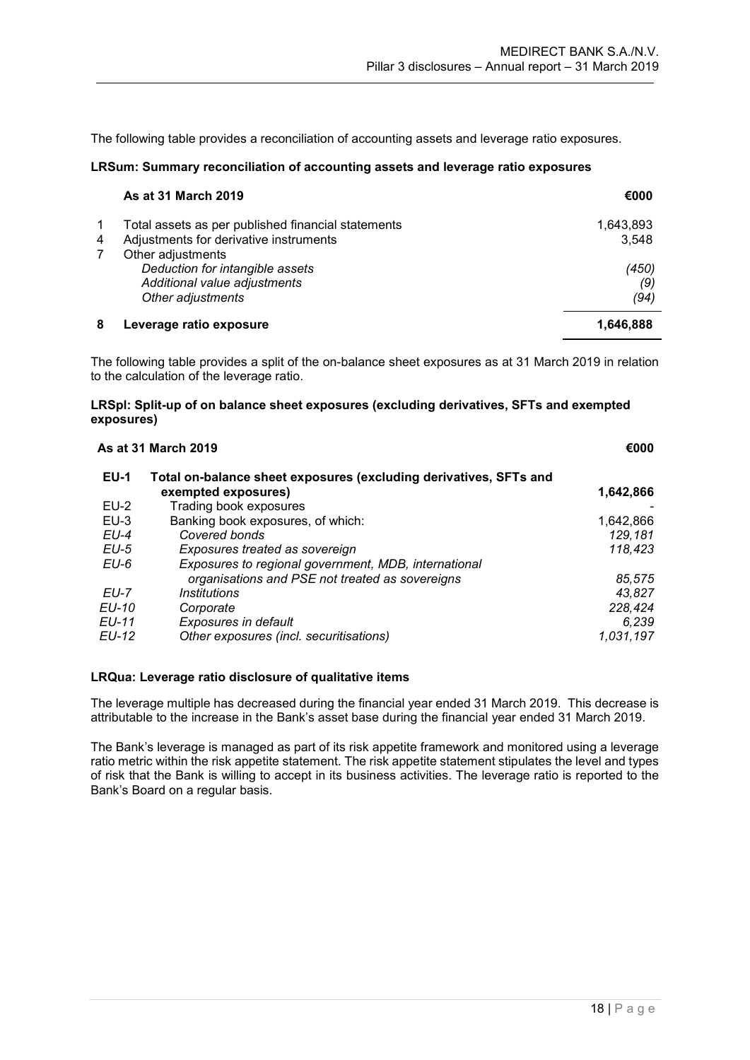The following table provides a reconciliation of accounting assets and leverage ratio exposures.

**LRSum: Summary reconciliation of accounting assets and leverage ratio exposures**

| | **As at 31 March 2019** | **€000** |
|---|---|---|
| 1 | Total assets as per published financial statements | 1,643,893 |
| 4 | Adjustments for derivative instruments | 3,548 |
| 7 | Other adjustments | |
| | *Deduction for intangible assets* | *(450)* |
| | *Additional value adjustments* | *(9)* |
| | *Other adjustments* | *(94)* |
| **8** | **Leverage ratio exposure** | **1,646,888** |

The following table provides a split of the on-balance sheet exposures as at 31 March 2019 in relation to the calculation of the leverage ratio.

**LRSpl: Split-up of on balance sheet exposures (excluding derivatives, SFTs and exempted exposures)**

| | **As at 31 March 2019** | **€000** |
|---|---|---|
| **EU-1** | **Total on-balance sheet exposures (excluding derivatives, SFTs and exempted exposures)** | **1,642,866** |
| EU-2 | Trading book exposures | - |
| EU-3 | Banking book exposures, of which: | 1,642,866 |
| *EU-4* | *Covered bonds* | *129,181* |
| *EU-5* | *Exposures treated as sovereign* | *118,423* |
| *EU-6* | *Exposures to regional government, MDB, international organisations and PSE not treated as sovereigns* | *85,575* |
| *EU-7* | *Institutions* | *43,827* |
| *EU-10* | *Corporate* | *228,424* |
| *EU-11* | *Exposures in default* | *6,239* |
| *EU-12* | *Other exposures (incl. securitisations)* | *1,031,197* |

**LRQua: Leverage ratio disclosure of qualitative items**

The leverage multiple has decreased during the financial year ended 31 March 2019. This decrease is attributable to the increase in the Bank's asset base during the financial year ended 31 March 2019.

The Bank's leverage is managed as part of its risk appetite framework and monitored using a leverage ratio metric within the risk appetite statement. The risk appetite statement stipulates the level and types of risk that the Bank is willing to accept in its business activities. The leverage ratio is reported to the Bank's Board on a regular basis.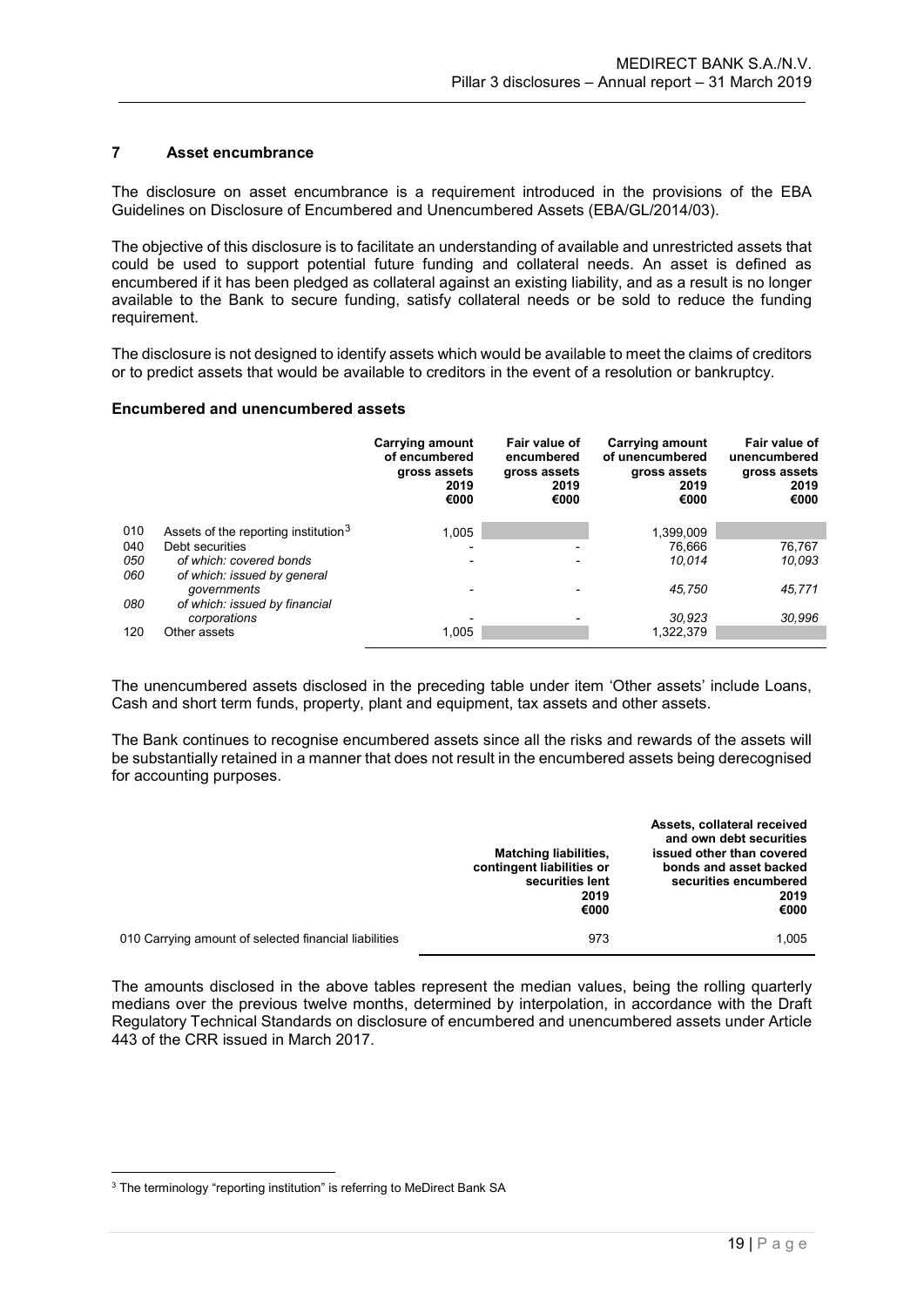## 7 Asset encumbrance

The disclosure on asset encumbrance is a requirement introduced in the provisions of the EBA Guidelines on Disclosure of Encumbered and Unencumbered Assets (EBA/GL/2014/03).

The objective of this disclosure is to facilitate an understanding of available and unrestricted assets that could be used to support potential future funding and collateral needs. An asset is defined as encumbered if it has been pledged as collateral against an existing liability, and as a result is no longer available to the Bank to secure funding, satisfy collateral needs or be sold to reduce the funding requirement.

The disclosure is not designed to identify assets which would be available to meet the claims of creditors or to predict assets that would be available to creditors in the event of a resolution or bankruptcy.

### Encumbered and unencumbered assets

| | | Carrying amount of encumbered gross assets 2019 €000 | Fair value of encumbered gross assets 2019 €000 | Carrying amount of unencumbered gross assets 2019 €000 | Fair value of unencumbered gross assets 2019 €000 |
|---|---|---|---|---|---|
| 010 | Assets of the reporting institution[3] | 1,005 | | 1,399,009 | |
| 040 | Debt securities | - | - | 76,666 | 76,767 |
| *050* | *of which: covered bonds* | - | - | *10,014* | *10,093* |
| *060* | *of which: issued by general governments* | - | - | *45,750* | *45,771* |
| *080* | *of which: issued by financial corporations* | - | - | *30,923* | *30,996* |
| 120 | Other assets | 1,005 | | 1,322,379 | |

The unencumbered assets disclosed in the preceding table under item 'Other assets' include Loans, Cash and short term funds, property, plant and equipment, tax assets and other assets.

The Bank continues to recognise encumbered assets since all the risks and rewards of the assets will be substantially retained in a manner that does not result in the encumbered assets being derecognised for accounting purposes.

| | Matching liabilities, contingent liabilities or securities lent 2019 €000 | Assets, collateral received and own debt securities issued other than covered bonds and asset backed securities encumbered 2019 €000 |
|---|---|---|
| 010 Carrying amount of selected financial liabilities | 973 | 1,005 |

The amounts disclosed in the above tables represent the median values, being the rolling quarterly medians over the previous twelve months, determined by interpolation, in accordance with the Draft Regulatory Technical Standards on disclosure of encumbered and unencumbered assets under Article 443 of the CRR issued in March 2017.

[3] The terminology "reporting institution" is referring to MeDirect Bank SA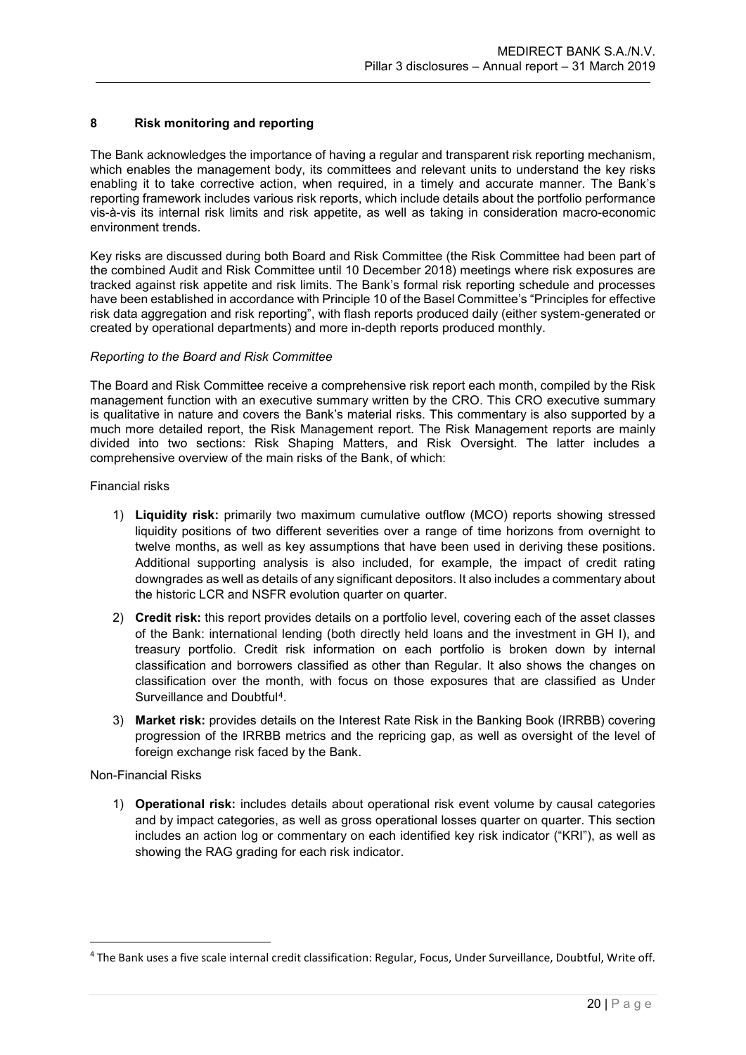## 8 Risk monitoring and reporting

The Bank acknowledges the importance of having a regular and transparent risk reporting mechanism, which enables the management body, its committees and relevant units to understand the key risks enabling it to take corrective action, when required, in a timely and accurate manner. The Bank's reporting framework includes various risk reports, which include details about the portfolio performance vis-à-vis its internal risk limits and risk appetite, as well as taking in consideration macro-economic environment trends.

Key risks are discussed during both Board and Risk Committee (the Risk Committee had been part of the combined Audit and Risk Committee until 10 December 2018) meetings where risk exposures are tracked against risk appetite and risk limits. The Bank's formal risk reporting schedule and processes have been established in accordance with Principle 10 of the Basel Committee's "Principles for effective risk data aggregation and risk reporting", with flash reports produced daily (either system-generated or created by operational departments) and more in-depth reports produced monthly.

*Reporting to the Board and Risk Committee*

The Board and Risk Committee receive a comprehensive risk report each month, compiled by the Risk management function with an executive summary written by the CRO. This CRO executive summary is qualitative in nature and covers the Bank's material risks. This commentary is also supported by a much more detailed report, the Risk Management report. The Risk Management reports are mainly divided into two sections: Risk Shaping Matters, and Risk Oversight. The latter includes a comprehensive overview of the main risks of the Bank, of which:

Financial risks

1) **Liquidity risk:** primarily two maximum cumulative outflow (MCO) reports showing stressed liquidity positions of two different severities over a range of time horizons from overnight to twelve months, as well as key assumptions that have been used in deriving these positions. Additional supporting analysis is also included, for example, the impact of credit rating downgrades as well as details of any significant depositors. It also includes a commentary about the historic LCR and NSFR evolution quarter on quarter.
2) **Credit risk:** this report provides details on a portfolio level, covering each of the asset classes of the Bank: international lending (both directly held loans and the investment in GH I), and treasury portfolio. Credit risk information on each portfolio is broken down by internal classification and borrowers classified as other than Regular. It also shows the changes on classification over the month, with focus on those exposures that are classified as Under Surveillance and Doubtful[4].
3) **Market risk:** provides details on the Interest Rate Risk in the Banking Book (IRRBB) covering progression of the IRRBB metrics and the repricing gap, as well as oversight of the level of foreign exchange risk faced by the Bank.

Non-Financial Risks

1) **Operational risk:** includes details about operational risk event volume by causal categories and by impact categories, as well as gross operational losses quarter on quarter. This section includes an action log or commentary on each identified key risk indicator ("KRI"), as well as showing the RAG grading for each risk indicator.

---

[4] The Bank uses a five scale internal credit classification: Regular, Focus, Under Surveillance, Doubtful, Write off.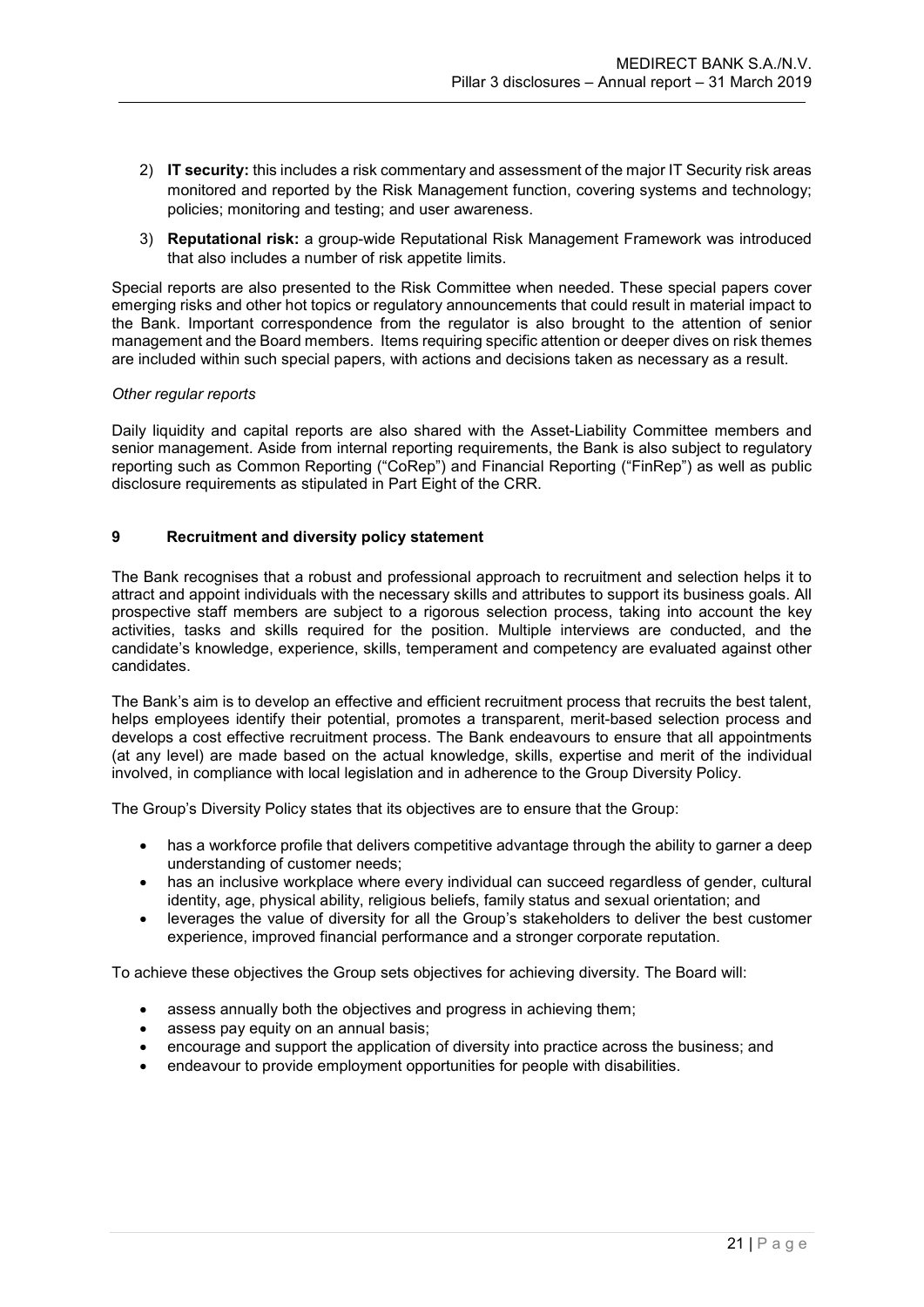2) **IT security:** this includes a risk commentary and assessment of the major IT Security risk areas monitored and reported by the Risk Management function, covering systems and technology; policies; monitoring and testing; and user awareness.
3) **Reputational risk:** a group-wide Reputational Risk Management Framework was introduced that also includes a number of risk appetite limits.

Special reports are also presented to the Risk Committee when needed. These special papers cover emerging risks and other hot topics or regulatory announcements that could result in material impact to the Bank. Important correspondence from the regulator is also brought to the attention of senior management and the Board members. Items requiring specific attention or deeper dives on risk themes are included within such special papers, with actions and decisions taken as necessary as a result.

*Other regular reports*

Daily liquidity and capital reports are also shared with the Asset-Liability Committee members and senior management. Aside from internal reporting requirements, the Bank is also subject to regulatory reporting such as Common Reporting ("CoRep") and Financial Reporting ("FinRep") as well as public disclosure requirements as stipulated in Part Eight of the CRR.

## 9 Recruitment and diversity policy statement

The Bank recognises that a robust and professional approach to recruitment and selection helps it to attract and appoint individuals with the necessary skills and attributes to support its business goals. All prospective staff members are subject to a rigorous selection process, taking into account the key activities, tasks and skills required for the position. Multiple interviews are conducted, and the candidate's knowledge, experience, skills, temperament and competency are evaluated against other candidates.

The Bank's aim is to develop an effective and efficient recruitment process that recruits the best talent, helps employees identify their potential, promotes a transparent, merit-based selection process and develops a cost effective recruitment process. The Bank endeavours to ensure that all appointments (at any level) are made based on the actual knowledge, skills, expertise and merit of the individual involved, in compliance with local legislation and in adherence to the Group Diversity Policy.

The Group's Diversity Policy states that its objectives are to ensure that the Group:

- has a workforce profile that delivers competitive advantage through the ability to garner a deep understanding of customer needs;
- has an inclusive workplace where every individual can succeed regardless of gender, cultural identity, age, physical ability, religious beliefs, family status and sexual orientation; and
- leverages the value of diversity for all the Group's stakeholders to deliver the best customer experience, improved financial performance and a stronger corporate reputation.

To achieve these objectives the Group sets objectives for achieving diversity. The Board will:

- assess annually both the objectives and progress in achieving them;
- assess pay equity on an annual basis;
- encourage and support the application of diversity into practice across the business; and
- endeavour to provide employment opportunities for people with disabilities.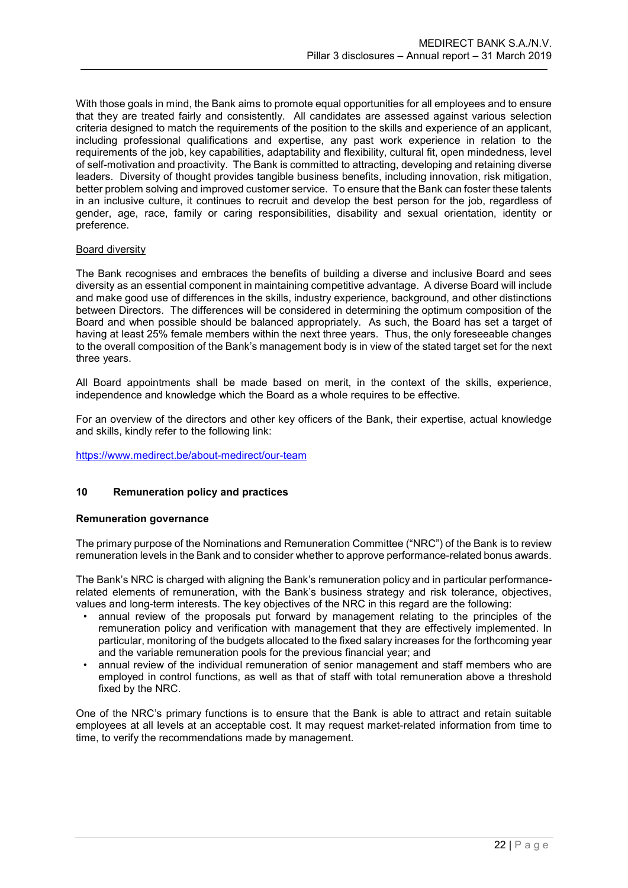With those goals in mind, the Bank aims to promote equal opportunities for all employees and to ensure that they are treated fairly and consistently. All candidates are assessed against various selection criteria designed to match the requirements of the position to the skills and experience of an applicant, including professional qualifications and expertise, any past work experience in relation to the requirements of the job, key capabilities, adaptability and flexibility, cultural fit, open mindedness, level of self-motivation and proactivity. The Bank is committed to attracting, developing and retaining diverse leaders. Diversity of thought provides tangible business benefits, including innovation, risk mitigation, better problem solving and improved customer service. To ensure that the Bank can foster these talents in an inclusive culture, it continues to recruit and develop the best person for the job, regardless of gender, age, race, family or caring responsibilities, disability and sexual orientation, identity or preference.

Board diversity

The Bank recognises and embraces the benefits of building a diverse and inclusive Board and sees diversity as an essential component in maintaining competitive advantage. A diverse Board will include and make good use of differences in the skills, industry experience, background, and other distinctions between Directors. The differences will be considered in determining the optimum composition of the Board and when possible should be balanced appropriately. As such, the Board has set a target of having at least 25% female members within the next three years. Thus, the only foreseeable changes to the overall composition of the Bank's management body is in view of the stated target set for the next three years.

All Board appointments shall be made based on merit, in the context of the skills, experience, independence and knowledge which the Board as a whole requires to be effective.

For an overview of the directors and other key officers of the Bank, their expertise, actual knowledge and skills, kindly refer to the following link:

https://www.medirect.be/about-medirect/our-team

## 10 Remuneration policy and practices

### Remuneration governance

The primary purpose of the Nominations and Remuneration Committee ("NRC") of the Bank is to review remuneration levels in the Bank and to consider whether to approve performance-related bonus awards.

The Bank's NRC is charged with aligning the Bank's remuneration policy and in particular performance-related elements of remuneration, with the Bank's business strategy and risk tolerance, objectives, values and long-term interests. The key objectives of the NRC in this regard are the following:

- annual review of the proposals put forward by management relating to the principles of the remuneration policy and verification with management that they are effectively implemented. In particular, monitoring of the budgets allocated to the fixed salary increases for the forthcoming year and the variable remuneration pools for the previous financial year; and
- annual review of the individual remuneration of senior management and staff members who are employed in control functions, as well as that of staff with total remuneration above a threshold fixed by the NRC.

One of the NRC's primary functions is to ensure that the Bank is able to attract and retain suitable employees at all levels at an acceptable cost. It may request market-related information from time to time, to verify the recommendations made by management.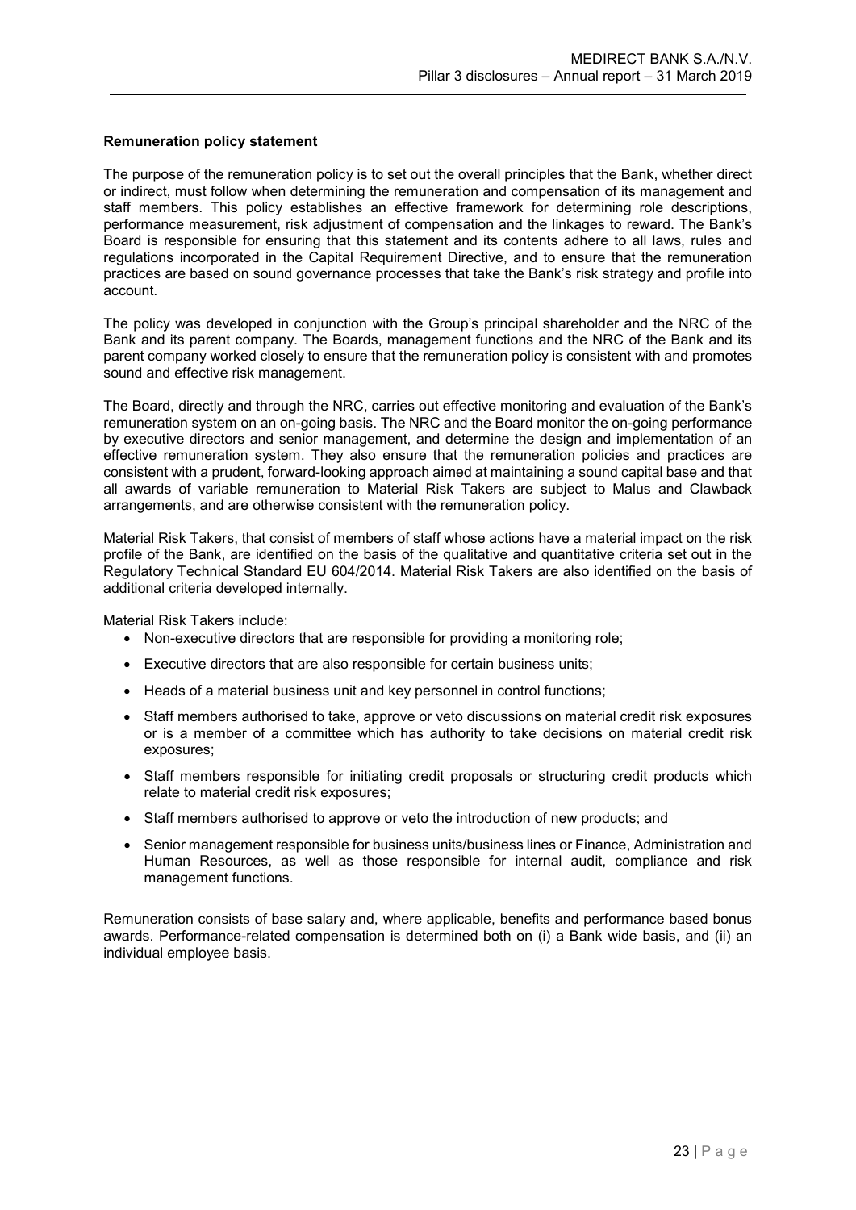**Remuneration policy statement**

The purpose of the remuneration policy is to set out the overall principles that the Bank, whether direct or indirect, must follow when determining the remuneration and compensation of its management and staff members. This policy establishes an effective framework for determining role descriptions, performance measurement, risk adjustment of compensation and the linkages to reward. The Bank's Board is responsible for ensuring that this statement and its contents adhere to all laws, rules and regulations incorporated in the Capital Requirement Directive, and to ensure that the remuneration practices are based on sound governance processes that take the Bank's risk strategy and profile into account.

The policy was developed in conjunction with the Group's principal shareholder and the NRC of the Bank and its parent company. The Boards, management functions and the NRC of the Bank and its parent company worked closely to ensure that the remuneration policy is consistent with and promotes sound and effective risk management.

The Board, directly and through the NRC, carries out effective monitoring and evaluation of the Bank's remuneration system on an on-going basis. The NRC and the Board monitor the on-going performance by executive directors and senior management, and determine the design and implementation of an effective remuneration system. They also ensure that the remuneration policies and practices are consistent with a prudent, forward-looking approach aimed at maintaining a sound capital base and that all awards of variable remuneration to Material Risk Takers are subject to Malus and Clawback arrangements, and are otherwise consistent with the remuneration policy.

Material Risk Takers, that consist of members of staff whose actions have a material impact on the risk profile of the Bank, are identified on the basis of the qualitative and quantitative criteria set out in the Regulatory Technical Standard EU 604/2014. Material Risk Takers are also identified on the basis of additional criteria developed internally.

Material Risk Takers include:

- Non-executive directors that are responsible for providing a monitoring role;
- Executive directors that are also responsible for certain business units;
- Heads of a material business unit and key personnel in control functions;
- Staff members authorised to take, approve or veto discussions on material credit risk exposures or is a member of a committee which has authority to take decisions on material credit risk exposures;
- Staff members responsible for initiating credit proposals or structuring credit products which relate to material credit risk exposures;
- Staff members authorised to approve or veto the introduction of new products; and
- Senior management responsible for business units/business lines or Finance, Administration and Human Resources, as well as those responsible for internal audit, compliance and risk management functions.

Remuneration consists of base salary and, where applicable, benefits and performance based bonus awards. Performance-related compensation is determined both on (i) a Bank wide basis, and (ii) an individual employee basis.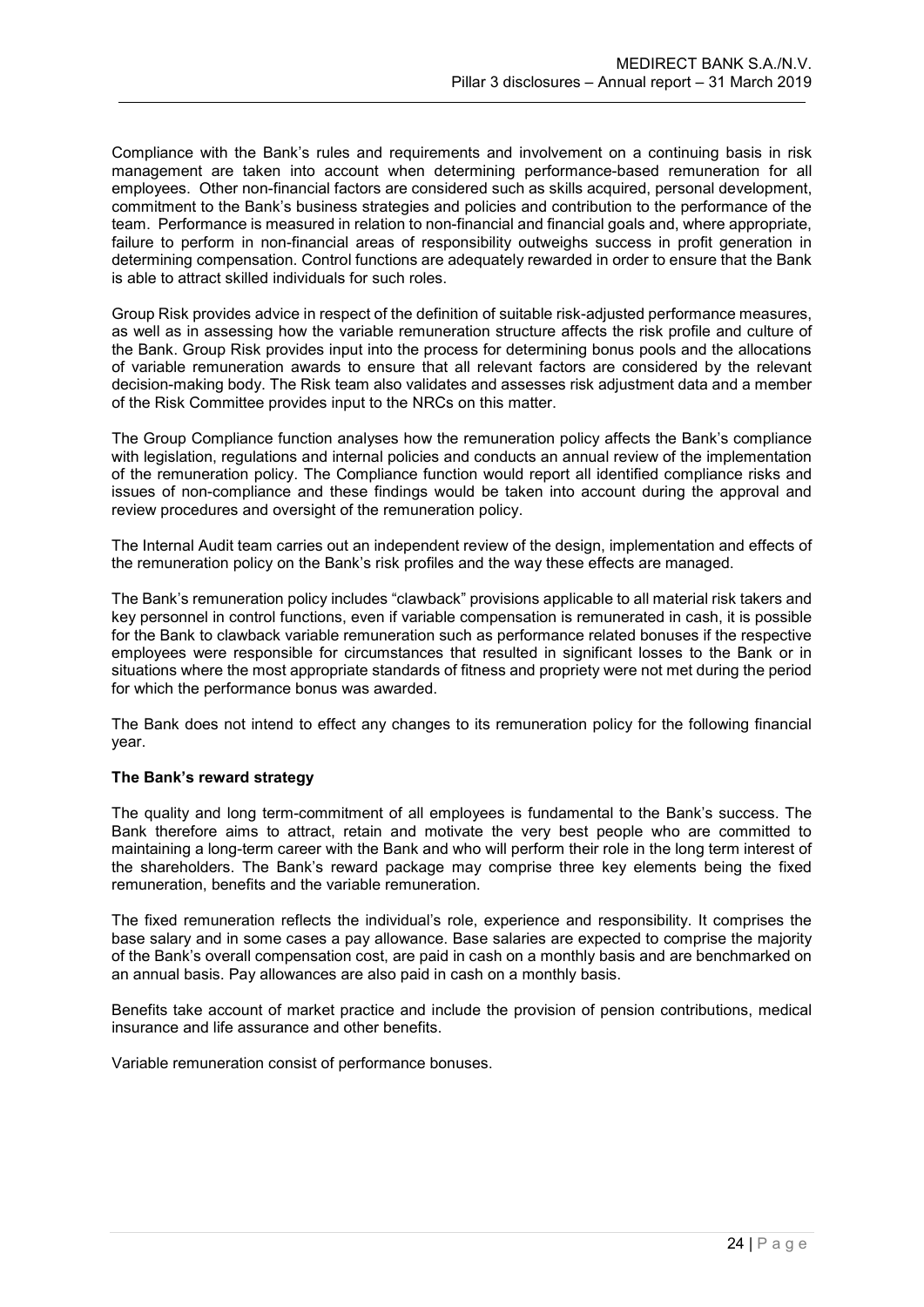Compliance with the Bank's rules and requirements and involvement on a continuing basis in risk management are taken into account when determining performance-based remuneration for all employees. Other non-financial factors are considered such as skills acquired, personal development, commitment to the Bank's business strategies and policies and contribution to the performance of the team. Performance is measured in relation to non-financial and financial goals and, where appropriate, failure to perform in non-financial areas of responsibility outweighs success in profit generation in determining compensation. Control functions are adequately rewarded in order to ensure that the Bank is able to attract skilled individuals for such roles.

Group Risk provides advice in respect of the definition of suitable risk-adjusted performance measures, as well as in assessing how the variable remuneration structure affects the risk profile and culture of the Bank. Group Risk provides input into the process for determining bonus pools and the allocations of variable remuneration awards to ensure that all relevant factors are considered by the relevant decision-making body. The Risk team also validates and assesses risk adjustment data and a member of the Risk Committee provides input to the NRCs on this matter.

The Group Compliance function analyses how the remuneration policy affects the Bank's compliance with legislation, regulations and internal policies and conducts an annual review of the implementation of the remuneration policy. The Compliance function would report all identified compliance risks and issues of non-compliance and these findings would be taken into account during the approval and review procedures and oversight of the remuneration policy.

The Internal Audit team carries out an independent review of the design, implementation and effects of the remuneration policy on the Bank's risk profiles and the way these effects are managed.

The Bank's remuneration policy includes "clawback" provisions applicable to all material risk takers and key personnel in control functions, even if variable compensation is remunerated in cash, it is possible for the Bank to clawback variable remuneration such as performance related bonuses if the respective employees were responsible for circumstances that resulted in significant losses to the Bank or in situations where the most appropriate standards of fitness and propriety were not met during the period for which the performance bonus was awarded.

The Bank does not intend to effect any changes to its remuneration policy for the following financial year.

**The Bank's reward strategy**

The quality and long term-commitment of all employees is fundamental to the Bank's success. The Bank therefore aims to attract, retain and motivate the very best people who are committed to maintaining a long-term career with the Bank and who will perform their role in the long term interest of the shareholders. The Bank's reward package may comprise three key elements being the fixed remuneration, benefits and the variable remuneration.

The fixed remuneration reflects the individual's role, experience and responsibility. It comprises the base salary and in some cases a pay allowance. Base salaries are expected to comprise the majority of the Bank's overall compensation cost, are paid in cash on a monthly basis and are benchmarked on an annual basis. Pay allowances are also paid in cash on a monthly basis.

Benefits take account of market practice and include the provision of pension contributions, medical insurance and life assurance and other benefits.

Variable remuneration consist of performance bonuses.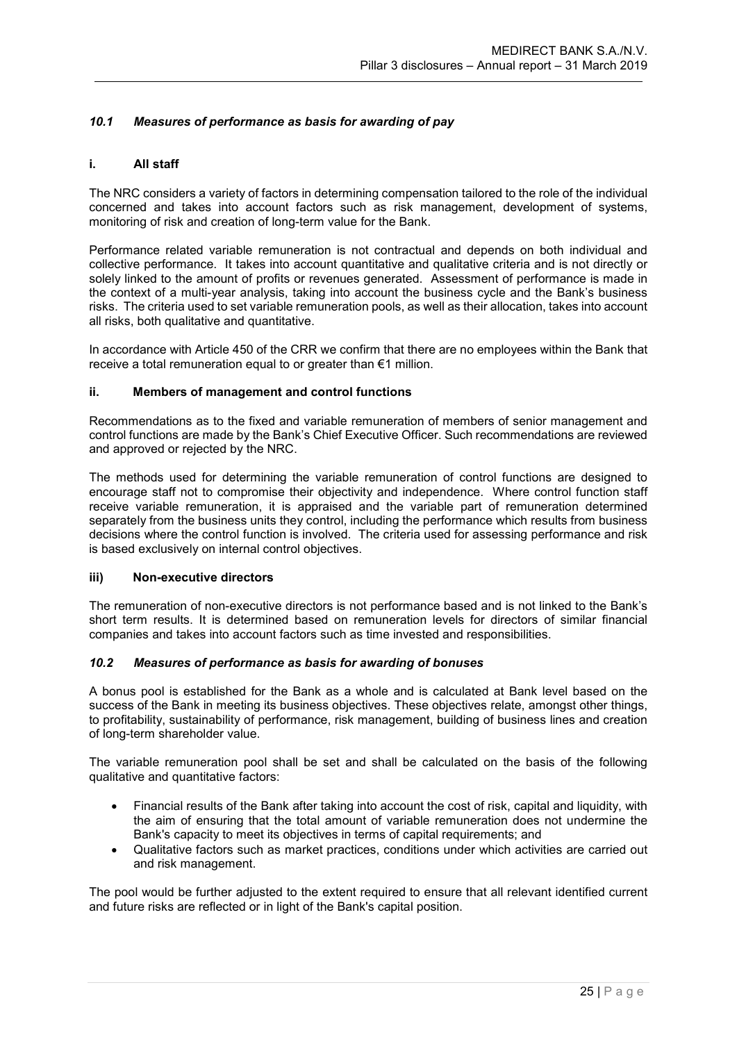### *10.1 Measures of performance as basis for awarding of pay*

#### i. All staff

The NRC considers a variety of factors in determining compensation tailored to the role of the individual concerned and takes into account factors such as risk management, development of systems, monitoring of risk and creation of long-term value for the Bank.

Performance related variable remuneration is not contractual and depends on both individual and collective performance. It takes into account quantitative and qualitative criteria and is not directly or solely linked to the amount of profits or revenues generated. Assessment of performance is made in the context of a multi-year analysis, taking into account the business cycle and the Bank's business risks. The criteria used to set variable remuneration pools, as well as their allocation, takes into account all risks, both qualitative and quantitative.

In accordance with Article 450 of the CRR we confirm that there are no employees within the Bank that receive a total remuneration equal to or greater than €1 million.

#### ii. Members of management and control functions

Recommendations as to the fixed and variable remuneration of members of senior management and control functions are made by the Bank's Chief Executive Officer. Such recommendations are reviewed and approved or rejected by the NRC.

The methods used for determining the variable remuneration of control functions are designed to encourage staff not to compromise their objectivity and independence. Where control function staff receive variable remuneration, it is appraised and the variable part of remuneration determined separately from the business units they control, including the performance which results from business decisions where the control function is involved. The criteria used for assessing performance and risk is based exclusively on internal control objectives.

#### iii) Non-executive directors

The remuneration of non-executive directors is not performance based and is not linked to the Bank's short term results. It is determined based on remuneration levels for directors of similar financial companies and takes into account factors such as time invested and responsibilities.

### *10.2 Measures of performance as basis for awarding of bonuses*

A bonus pool is established for the Bank as a whole and is calculated at Bank level based on the success of the Bank in meeting its business objectives. These objectives relate, amongst other things, to profitability, sustainability of performance, risk management, building of business lines and creation of long-term shareholder value.

The variable remuneration pool shall be set and shall be calculated on the basis of the following qualitative and quantitative factors:

- Financial results of the Bank after taking into account the cost of risk, capital and liquidity, with the aim of ensuring that the total amount of variable remuneration does not undermine the Bank's capacity to meet its objectives in terms of capital requirements; and
- Qualitative factors such as market practices, conditions under which activities are carried out and risk management.

The pool would be further adjusted to the extent required to ensure that all relevant identified current and future risks are reflected or in light of the Bank's capital position.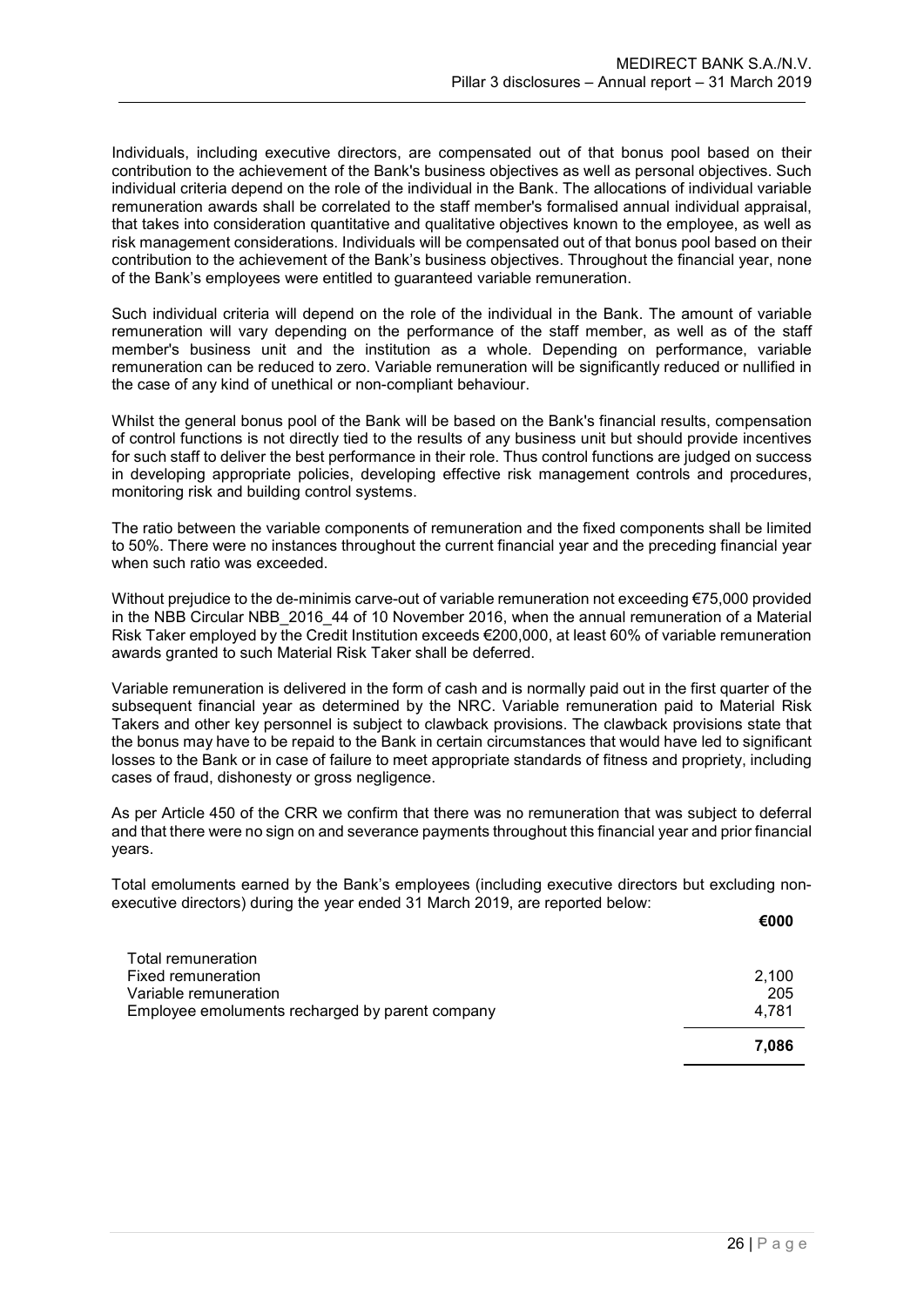Individuals, including executive directors, are compensated out of that bonus pool based on their contribution to the achievement of the Bank's business objectives as well as personal objectives. Such individual criteria depend on the role of the individual in the Bank. The allocations of individual variable remuneration awards shall be correlated to the staff member's formalised annual individual appraisal, that takes into consideration quantitative and qualitative objectives known to the employee, as well as risk management considerations. Individuals will be compensated out of that bonus pool based on their contribution to the achievement of the Bank's business objectives. Throughout the financial year, none of the Bank's employees were entitled to guaranteed variable remuneration.

Such individual criteria will depend on the role of the individual in the Bank. The amount of variable remuneration will vary depending on the performance of the staff member, as well as of the staff member's business unit and the institution as a whole. Depending on performance, variable remuneration can be reduced to zero. Variable remuneration will be significantly reduced or nullified in the case of any kind of unethical or non-compliant behaviour.

Whilst the general bonus pool of the Bank will be based on the Bank's financial results, compensation of control functions is not directly tied to the results of any business unit but should provide incentives for such staff to deliver the best performance in their role. Thus control functions are judged on success in developing appropriate policies, developing effective risk management controls and procedures, monitoring risk and building control systems.

The ratio between the variable components of remuneration and the fixed components shall be limited to 50%. There were no instances throughout the current financial year and the preceding financial year when such ratio was exceeded.

Without prejudice to the de-minimis carve-out of variable remuneration not exceeding €75,000 provided in the NBB Circular NBB_2016_44 of 10 November 2016, when the annual remuneration of a Material Risk Taker employed by the Credit Institution exceeds €200,000, at least 60% of variable remuneration awards granted to such Material Risk Taker shall be deferred.

Variable remuneration is delivered in the form of cash and is normally paid out in the first quarter of the subsequent financial year as determined by the NRC. Variable remuneration paid to Material Risk Takers and other key personnel is subject to clawback provisions. The clawback provisions state that the bonus may have to be repaid to the Bank in certain circumstances that would have led to significant losses to the Bank or in case of failure to meet appropriate standards of fitness and propriety, including cases of fraud, dishonesty or gross negligence.

As per Article 450 of the CRR we confirm that there was no remuneration that was subject to deferral and that there were no sign on and severance payments throughout this financial year and prior financial years.

Total emoluments earned by the Bank's employees (including executive directors but excluding non-executive directors) during the year ended 31 March 2019, are reported below:

| | €000 |
|---|---|
| Total remuneration | |
| Fixed remuneration | 2,100 |
| Variable remuneration | 205 |
| Employee emoluments recharged by parent company | 4,781 |
| | **7,086** |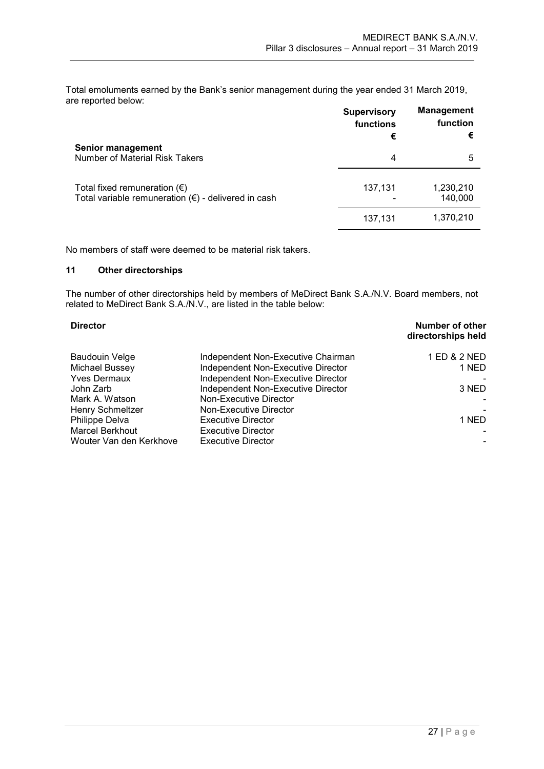Total emoluments earned by the Bank's senior management during the year ended 31 March 2019, are reported below:

| | Supervisory functions € | Management function € |
|---|---|---|
| **Senior management** | | |
| Number of Material Risk Takers | 4 | 5 |
| Total fixed remuneration (€) | 137,131 | 1,230,210 |
| Total variable remuneration (€) - delivered in cash | - | 140,000 |
| | 137,131 | 1,370,210 |

No members of staff were deemed to be material risk takers.

## 11 Other directorships

The number of other directorships held by members of MeDirect Bank S.A./N.V. Board members, not related to MeDirect Bank S.A./N.V., are listed in the table below:

| Director | | Number of other directorships held |
|---|---|---|
| Baudouin Velge | Independent Non-Executive Chairman | 1 ED & 2 NED |
| Michael Bussey | Independent Non-Executive Director | 1 NED |
| Yves Dermaux | Independent Non-Executive Director | - |
| John Zarb | Independent Non-Executive Director | 3 NED |
| Mark A. Watson | Non-Executive Director | - |
| Henry Schmeltzer | Non-Executive Director | - |
| Philippe Delva | Executive Director | 1 NED |
| Marcel Berkhout | Executive Director | - |
| Wouter Van den Kerkhove | Executive Director | - |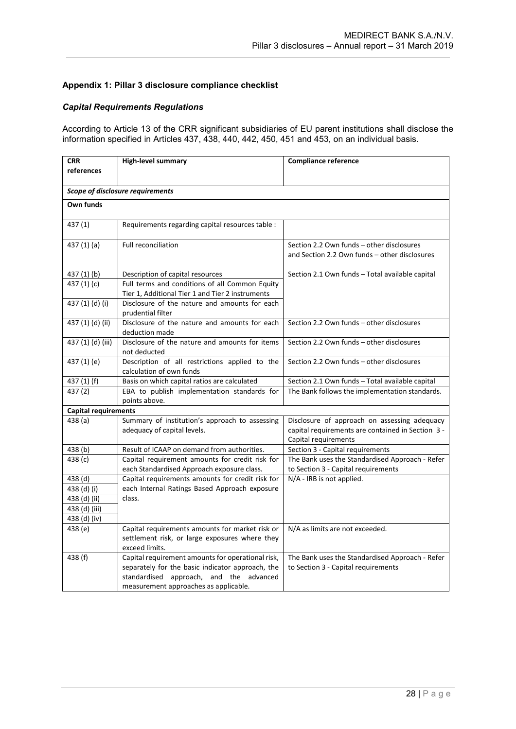## Appendix 1: Pillar 3 disclosure compliance checklist

### *Capital Requirements Regulations*

According to Article 13 of the CRR significant subsidiaries of EU parent institutions shall disclose the information specified in Articles 437, 438, 440, 442, 450, 451 and 453, on an individual basis.

| CRR references | High-level summary | Compliance reference |
|---|---|---|
| ***Scope of disclosure requirements*** | | |
| **Own funds** | | |
| 437 (1) | Requirements regarding capital resources table : | |
| 437 (1) (a) | Full reconciliation | Section 2.2 Own funds – other disclosures and Section 2.2 Own funds – other disclosures |
| 437 (1) (b) | Description of capital resources | Section 2.1 Own funds – Total available capital |
| 437 (1) (c) | Full terms and conditions of all Common Equity Tier 1, Additional Tier 1 and Tier 2 instruments | |
| 437 (1) (d) (i) | Disclosure of the nature and amounts for each prudential filter | |
| 437 (1) (d) (ii) | Disclosure of the nature and amounts for each deduction made | Section 2.2 Own funds – other disclosures |
| 437 (1) (d) (iii) | Disclosure of the nature and amounts for items not deducted | Section 2.2 Own funds – other disclosures |
| 437 (1) (e) | Description of all restrictions applied to the calculation of own funds | Section 2.2 Own funds – other disclosures |
| 437 (1) (f) | Basis on which capital ratios are calculated | Section 2.1 Own funds – Total available capital |
| 437 (2) | EBA to publish implementation standards for points above. | The Bank follows the implementation standards. |
| **Capital requirements** | | |
| 438 (a) | Summary of institution's approach to assessing adequacy of capital levels. | Disclosure of approach on assessing adequacy capital requirements are contained in Section 3 - Capital requirements |
| 438 (b) | Result of ICAAP on demand from authorities. | Section 3 - Capital requirements |
| 438 (c) | Capital requirement amounts for credit risk for each Standardised Approach exposure class. | The Bank uses the Standardised Approach - Refer to Section 3 - Capital requirements |
| 438 (d)<br>438 (d) (i)<br>438 (d) (ii)<br>438 (d) (iii)<br>438 (d) (iv) | Capital requirements amounts for credit risk for each Internal Ratings Based Approach exposure class. | N/A - IRB is not applied. |
| 438 (e) | Capital requirements amounts for market risk or settlement risk, or large exposures where they exceed limits. | N/A as limits are not exceeded. |
| 438 (f) | Capital requirement amounts for operational risk, separately for the basic indicator approach, the standardised approach, and the advanced measurement approaches as applicable. | The Bank uses the Standardised Approach - Refer to Section 3 - Capital requirements |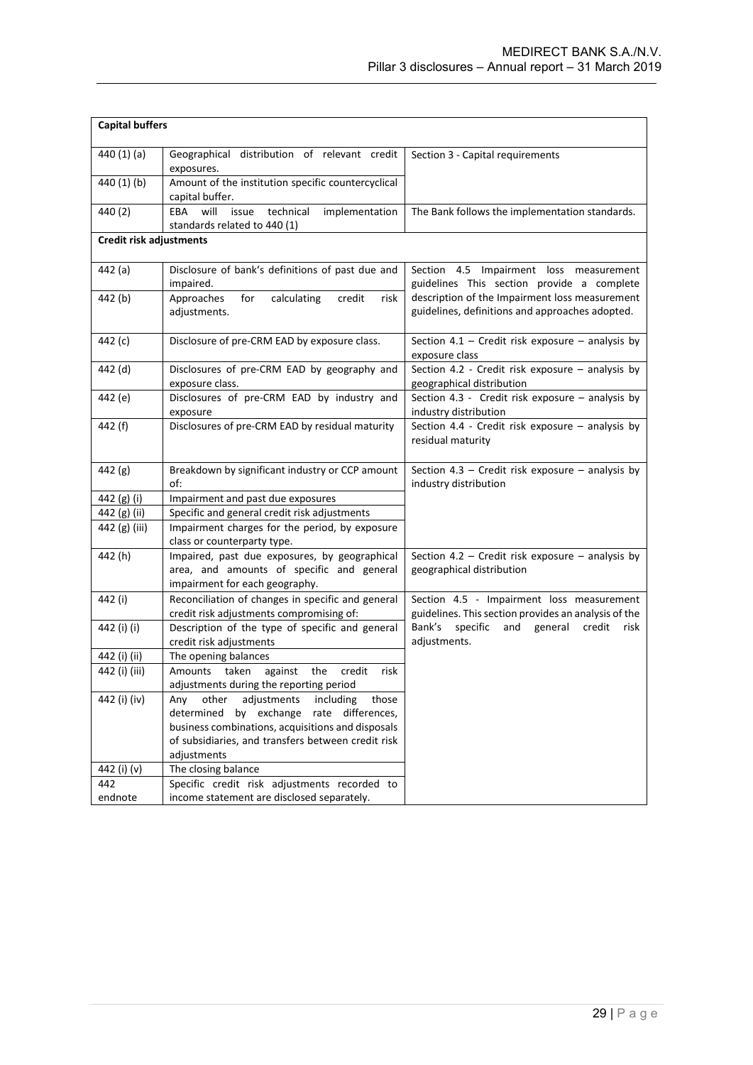| **Capital buffers** | | |
|---|---|---|
| 440 (1) (a) | Geographical distribution of relevant credit exposures. | Section 3 - Capital requirements |
| 440 (1) (b) | Amount of the institution specific countercyclical capital buffer. | |
| 440 (2) | EBA will issue technical implementation standards related to 440 (1) | The Bank follows the implementation standards. |
| **Credit risk adjustments** | | |
| 442 (a) | Disclosure of bank's definitions of past due and impaired. | Section 4.5 Impairment loss measurement guidelines This section provide a complete description of the Impairment loss measurement guidelines, definitions and approaches adopted. |
| 442 (b) | Approaches for calculating credit risk adjustments. | |
| 442 (c) | Disclosure of pre-CRM EAD by exposure class. | Section 4.1 – Credit risk exposure – analysis by exposure class |
| 442 (d) | Disclosures of pre-CRM EAD by geography and exposure class. | Section 4.2 - Credit risk exposure – analysis by geographical distribution |
| 442 (e) | Disclosures of pre-CRM EAD by industry and exposure | Section 4.3 - Credit risk exposure – analysis by industry distribution |
| 442 (f) | Disclosures of pre-CRM EAD by residual maturity | Section 4.4 - Credit risk exposure – analysis by residual maturity |
| 442 (g) | Breakdown by significant industry or CCP amount of: | Section 4.3 – Credit risk exposure – analysis by industry distribution |
| 442 (g) (i) | Impairment and past due exposures | |
| 442 (g) (ii) | Specific and general credit risk adjustments | |
| 442 (g) (iii) | Impairment charges for the period, by exposure class or counterparty type. | |
| 442 (h) | Impaired, past due exposures, by geographical area, and amounts of specific and general impairment for each geography. | Section 4.2 – Credit risk exposure – analysis by geographical distribution |
| 442 (i) | Reconciliation of changes in specific and general credit risk adjustments compromising of: | Section 4.5 - Impairment loss measurement guidelines. This section provides an analysis of the Bank's specific and general credit risk adjustments. |
| 442 (i) (i) | Description of the type of specific and general credit risk adjustments | |
| 442 (i) (ii) | The opening balances | |
| 442 (i) (iii) | Amounts taken against the credit risk adjustments during the reporting period | |
| 442 (i) (iv) | Any other adjustments including those determined by exchange rate differences, business combinations, acquisitions and disposals of subsidiaries, and transfers between credit risk adjustments | |
| 442 (i) (v) | The closing balance | |
| 442 endnote | Specific credit risk adjustments recorded to income statement are disclosed separately. | |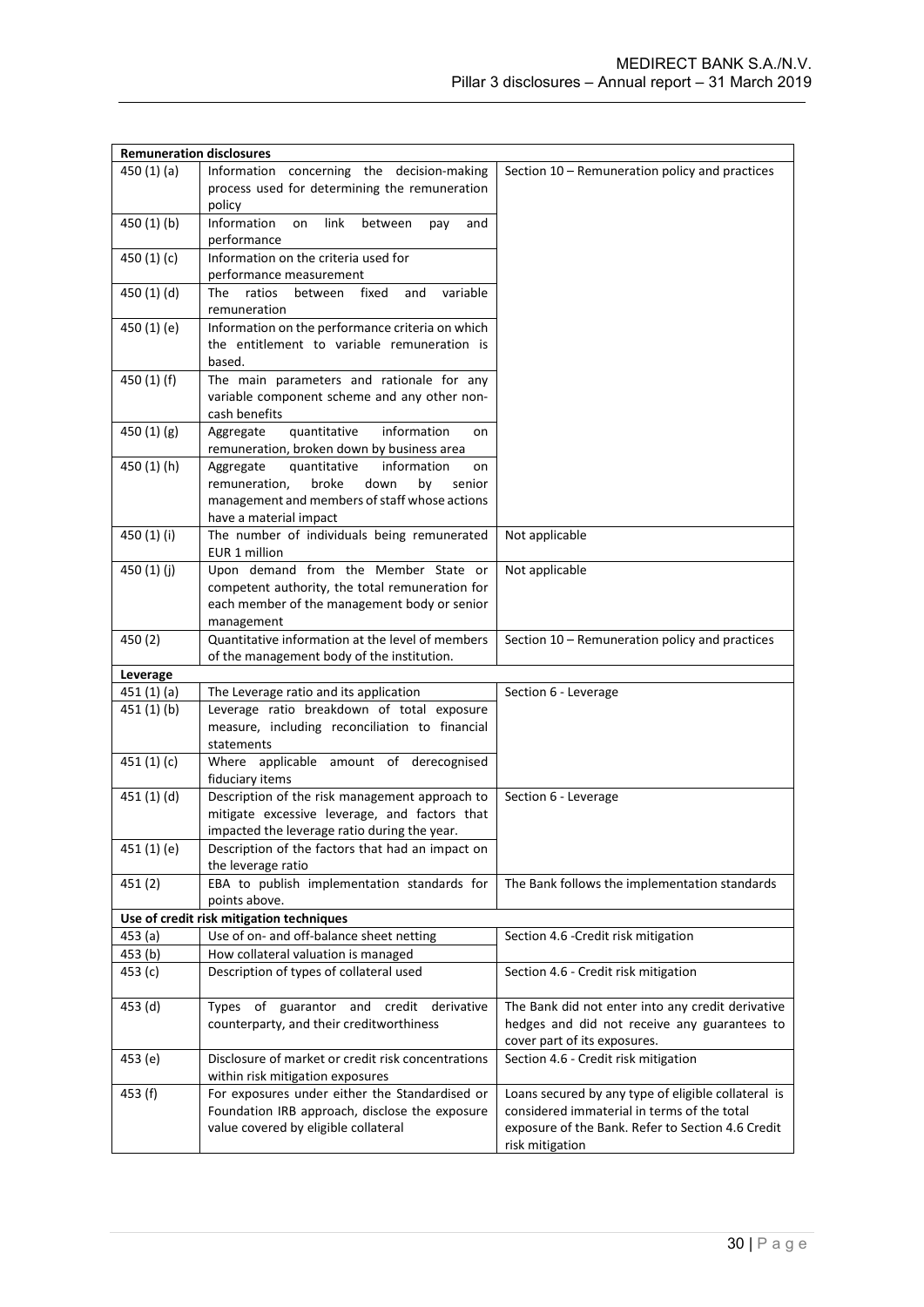| Remuneration disclosures | | |
|---|---|---|
| 450 (1) (a) | Information concerning the decision-making process used for determining the remuneration policy | Section 10 – Remuneration policy and practices |
| 450 (1) (b) | Information on link between pay and performance | |
| 450 (1) (c) | Information on the criteria used for performance measurement | |
| 450 (1) (d) | The ratios between fixed and variable remuneration | |
| 450 (1) (e) | Information on the performance criteria on which the entitlement to variable remuneration is based. | |
| 450 (1) (f) | The main parameters and rationale for any variable component scheme and any other non-cash benefits | |
| 450 (1) (g) | Aggregate quantitative information on remuneration, broken down by business area | |
| 450 (1) (h) | Aggregate quantitative information on remuneration, broke down by senior management and members of staff whose actions have a material impact | |
| 450 (1) (i) | The number of individuals being remunerated EUR 1 million | Not applicable |
| 450 (1) (j) | Upon demand from the Member State or competent authority, the total remuneration for each member of the management body or senior management | Not applicable |
| 450 (2) | Quantitative information at the level of members of the management body of the institution. | Section 10 – Remuneration policy and practices |
| **Leverage** | | |
| 451 (1) (a) | The Leverage ratio and its application | Section 6 - Leverage |
| 451 (1) (b) | Leverage ratio breakdown of total exposure measure, including reconciliation to financial statements | |
| 451 (1) (c) | Where applicable amount of derecognised fiduciary items | |
| 451 (1) (d) | Description of the risk management approach to mitigate excessive leverage, and factors that impacted the leverage ratio during the year. | Section 6 - Leverage |
| 451 (1) (e) | Description of the factors that had an impact on the leverage ratio | |
| 451 (2) | EBA to publish implementation standards for points above. | The Bank follows the implementation standards |
| **Use of credit risk mitigation techniques** | | |
| 453 (a) | Use of on- and off-balance sheet netting | Section 4.6 -Credit risk mitigation |
| 453 (b) | How collateral valuation is managed | |
| 453 (c) | Description of types of collateral used | Section 4.6 - Credit risk mitigation |
| 453 (d) | Types of guarantor and credit derivative counterparty, and their creditworthiness | The Bank did not enter into any credit derivative hedges and did not receive any guarantees to cover part of its exposures. |
| 453 (e) | Disclosure of market or credit risk concentrations within risk mitigation exposures | Section 4.6 - Credit risk mitigation |
| 453 (f) | For exposures under either the Standardised or Foundation IRB approach, disclose the exposure value covered by eligible collateral | Loans secured by any type of eligible collateral is considered immaterial in terms of the total exposure of the Bank. Refer to Section 4.6 Credit risk mitigation |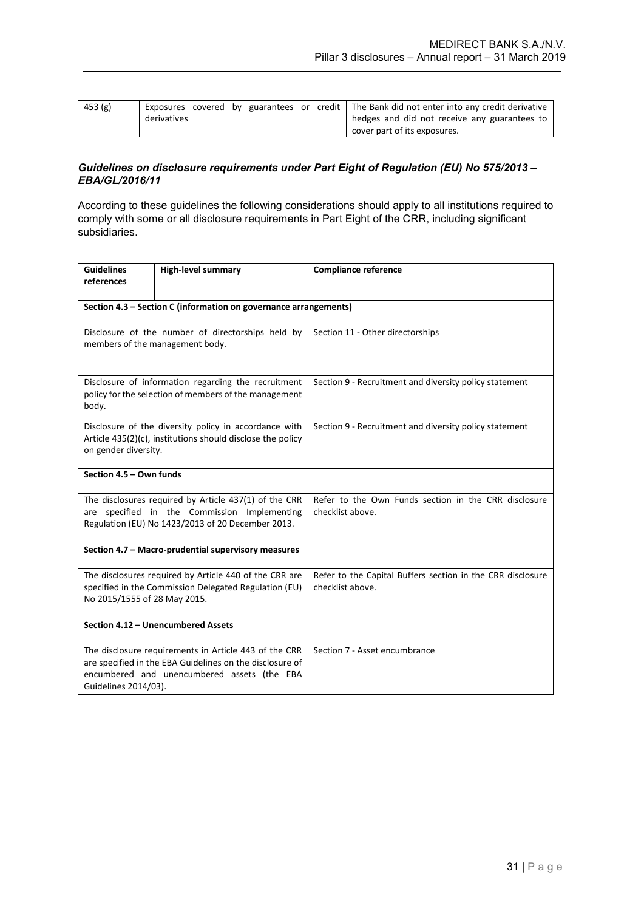| 453 (g) | Exposures covered by guarantees or credit derivatives | The Bank did not enter into any credit derivative hedges and did not receive any guarantees to cover part of its exposures. |
| --- | --- | --- |

### *Guidelines on disclosure requirements under Part Eight of Regulation (EU) No 575/2013 – EBA/GL/2016/11*

According to these guidelines the following considerations should apply to all institutions required to comply with some or all disclosure requirements in Part Eight of the CRR, including significant subsidiaries.

| Guidelines references | High-level summary | Compliance reference |
| --- | --- | --- |
| **Section 4.3 – Section C (information on governance arrangements)** | | |
| Disclosure of the number of directorships held by members of the management body. | | Section 11 - Other directorships |
| Disclosure of information regarding the recruitment policy for the selection of members of the management body. | | Section 9 - Recruitment and diversity policy statement |
| Disclosure of the diversity policy in accordance with Article 435(2)(c), institutions should disclose the policy on gender diversity. | | Section 9 - Recruitment and diversity policy statement |
| **Section 4.5 – Own funds** | | |
| The disclosures required by Article 437(1) of the CRR are specified in the Commission Implementing Regulation (EU) No 1423/2013 of 20 December 2013. | | Refer to the Own Funds section in the CRR disclosure checklist above. |
| **Section 4.7 – Macro-prudential supervisory measures** | | |
| The disclosures required by Article 440 of the CRR are specified in the Commission Delegated Regulation (EU) No 2015/1555 of 28 May 2015. | | Refer to the Capital Buffers section in the CRR disclosure checklist above. |
| **Section 4.12 – Unencumbered Assets** | | |
| The disclosure requirements in Article 443 of the CRR are specified in the EBA Guidelines on the disclosure of encumbered and unencumbered assets (the EBA Guidelines 2014/03). | | Section 7 - Asset encumbrance |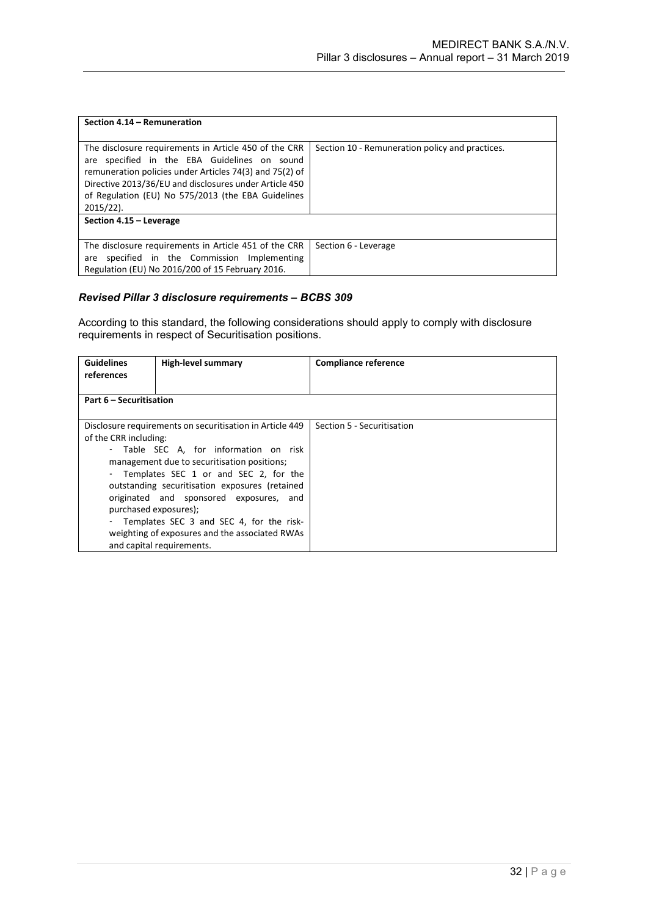| | |
|---|---|
| **Section 4.14 – Remuneration** | |
| The disclosure requirements in Article 450 of the CRR are specified in the EBA Guidelines on sound remuneration policies under Articles 74(3) and 75(2) of Directive 2013/36/EU and disclosures under Article 450 of Regulation (EU) No 575/2013 (the EBA Guidelines 2015/22). | Section 10 - Remuneration policy and practices. |
| **Section 4.15 – Leverage** | |
| The disclosure requirements in Article 451 of the CRR are specified in the Commission Implementing Regulation (EU) No 2016/200 of 15 February 2016. | Section 6 - Leverage |

### *Revised Pillar 3 disclosure requirements – BCBS 309*

According to this standard, the following considerations should apply to comply with disclosure requirements in respect of Securitisation positions.

| **Guidelines references** | **High-level summary** | **Compliance reference** |
|---|---|---|
| **Part 6 – Securitisation** | | |
| Disclosure requirements on securitisation in Article 449 of the CRR including:<br>- Table SEC A, for information on risk management due to securitisation positions;<br>- Templates SEC 1 or and SEC 2, for the outstanding securitisation exposures (retained originated and sponsored exposures, and purchased exposures);<br>- Templates SEC 3 and SEC 4, for the risk-weighting of exposures and the associated RWAs and capital requirements. | | Section 5 - Securitisation |